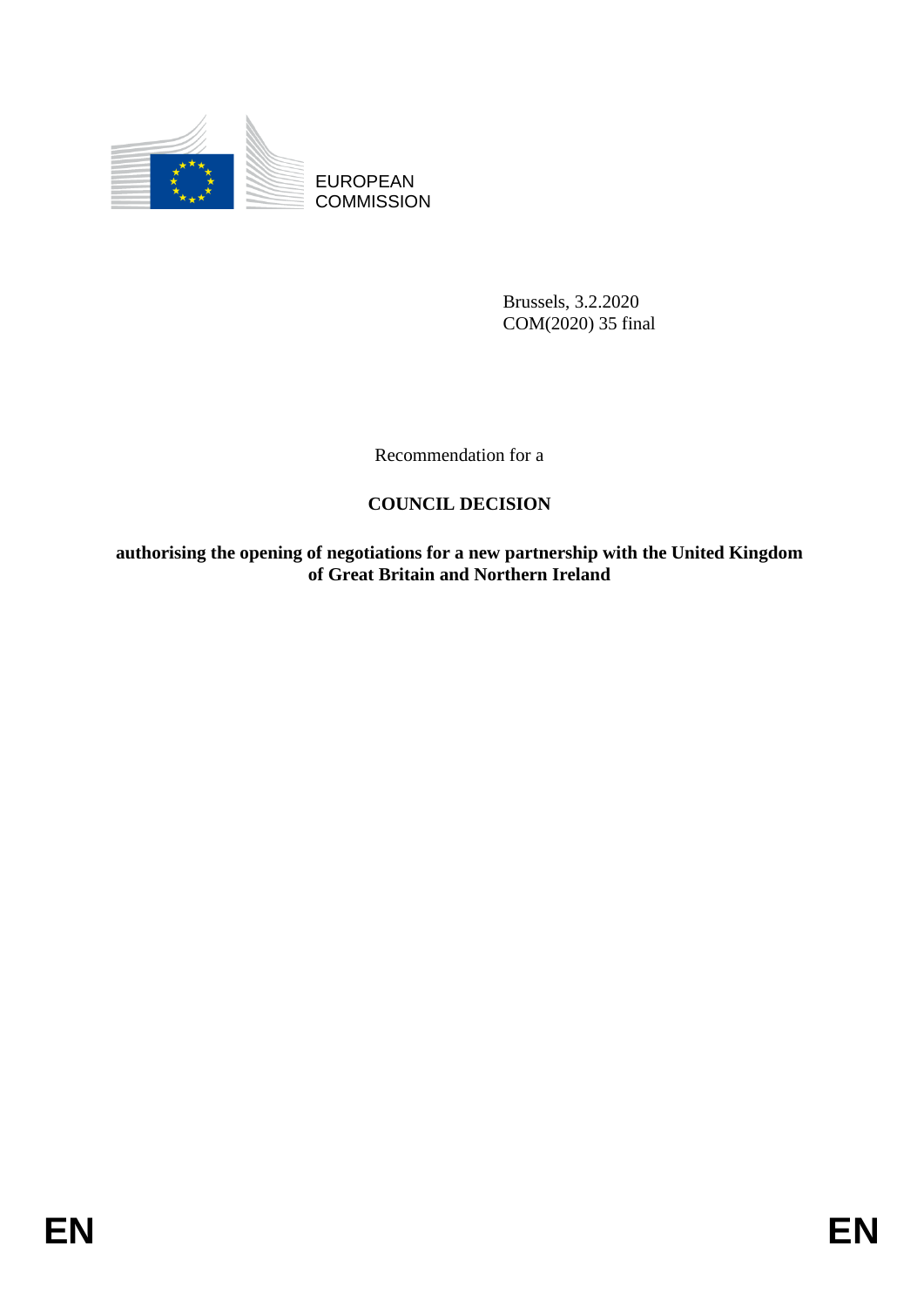EUROPEAN
COMMISSION

Brussels, 3.2.2020
COM(2020) 35 final

Recommendation for a

**COUNCIL DECISION**

**authorising the opening of negotiations for a new partnership with the United Kingdom of Great Britain and Northern Ireland**

EN EN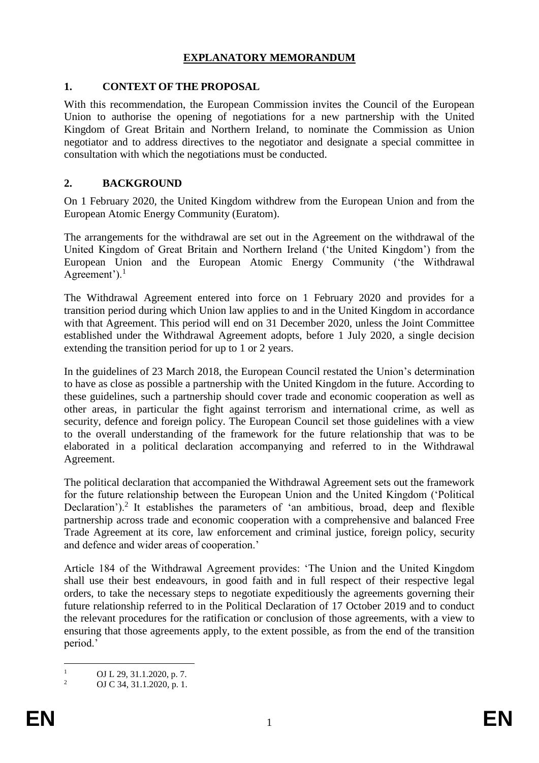# EXPLANATORY MEMORANDUM

## 1. CONTEXT OF THE PROPOSAL

With this recommendation, the European Commission invites the Council of the European Union to authorise the opening of negotiations for a new partnership with the United Kingdom of Great Britain and Northern Ireland, to nominate the Commission as Union negotiator and to address directives to the negotiator and designate a special committee in consultation with which the negotiations must be conducted.

## 2. BACKGROUND

On 1 February 2020, the United Kingdom withdrew from the European Union and from the European Atomic Energy Community (Euratom).

The arrangements for the withdrawal are set out in the Agreement on the withdrawal of the United Kingdom of Great Britain and Northern Ireland ('the United Kingdom') from the European Union and the European Atomic Energy Community ('the Withdrawal Agreement').[1]

The Withdrawal Agreement entered into force on 1 February 2020 and provides for a transition period during which Union law applies to and in the United Kingdom in accordance with that Agreement. This period will end on 31 December 2020, unless the Joint Committee established under the Withdrawal Agreement adopts, before 1 July 2020, a single decision extending the transition period for up to 1 or 2 years.

In the guidelines of 23 March 2018, the European Council restated the Union's determination to have as close as possible a partnership with the United Kingdom in the future. According to these guidelines, such a partnership should cover trade and economic cooperation as well as other areas, in particular the fight against terrorism and international crime, as well as security, defence and foreign policy. The European Council set those guidelines with a view to the overall understanding of the framework for the future relationship that was to be elaborated in a political declaration accompanying and referred to in the Withdrawal Agreement.

The political declaration that accompanied the Withdrawal Agreement sets out the framework for the future relationship between the European Union and the United Kingdom ('Political Declaration').[2] It establishes the parameters of 'an ambitious, broad, deep and flexible partnership across trade and economic cooperation with a comprehensive and balanced Free Trade Agreement at its core, law enforcement and criminal justice, foreign policy, security and defence and wider areas of cooperation.'

Article 184 of the Withdrawal Agreement provides: 'The Union and the United Kingdom shall use their best endeavours, in good faith and in full respect of their respective legal orders, to take the necessary steps to negotiate expeditiously the agreements governing their future relationship referred to in the Political Declaration of 17 October 2019 and to conduct the relevant procedures for the ratification or conclusion of those agreements, with a view to ensuring that those agreements apply, to the extent possible, as from the end of the transition period.'

---

[1] OJ L 29, 31.1.2020, p. 7.

[2] OJ C 34, 31.1.2020, p. 1.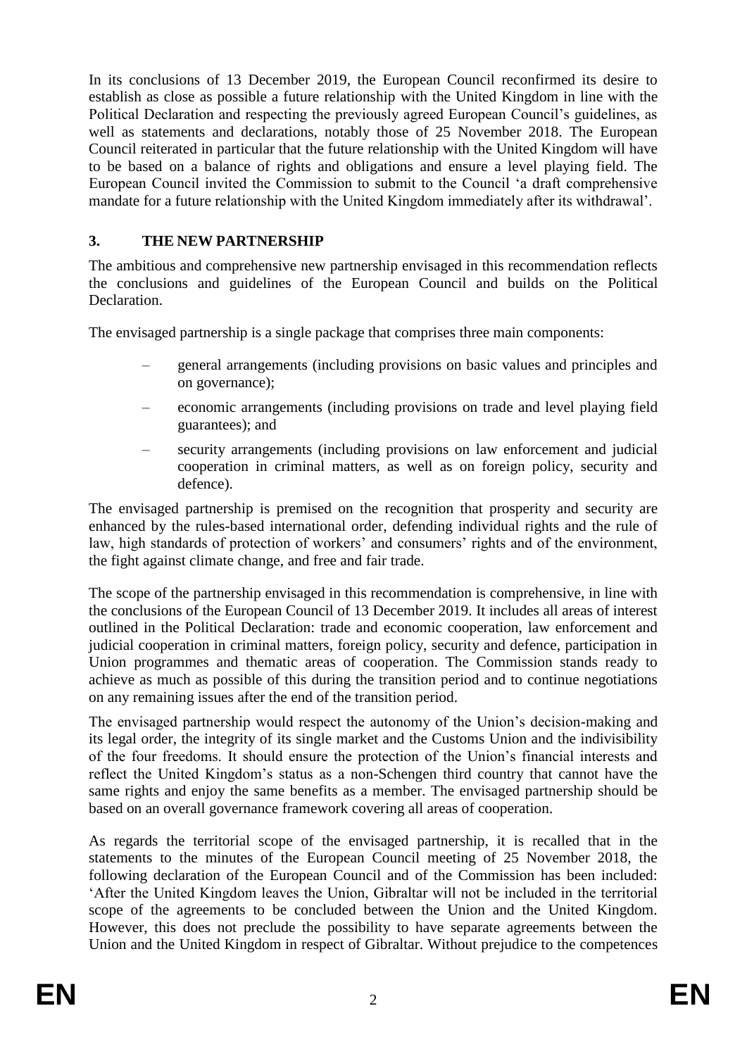In its conclusions of 13 December 2019, the European Council reconfirmed its desire to establish as close as possible a future relationship with the United Kingdom in line with the Political Declaration and respecting the previously agreed European Council's guidelines, as well as statements and declarations, notably those of 25 November 2018. The European Council reiterated in particular that the future relationship with the United Kingdom will have to be based on a balance of rights and obligations and ensure a level playing field. The European Council invited the Commission to submit to the Council 'a draft comprehensive mandate for a future relationship with the United Kingdom immediately after its withdrawal'.

## 3. THE NEW PARTNERSHIP

The ambitious and comprehensive new partnership envisaged in this recommendation reflects the conclusions and guidelines of the European Council and builds on the Political Declaration.

The envisaged partnership is a single package that comprises three main components:

- general arrangements (including provisions on basic values and principles and on governance);
- economic arrangements (including provisions on trade and level playing field guarantees); and
- security arrangements (including provisions on law enforcement and judicial cooperation in criminal matters, as well as on foreign policy, security and defence).

The envisaged partnership is premised on the recognition that prosperity and security are enhanced by the rules-based international order, defending individual rights and the rule of law, high standards of protection of workers' and consumers' rights and of the environment, the fight against climate change, and free and fair trade.

The scope of the partnership envisaged in this recommendation is comprehensive, in line with the conclusions of the European Council of 13 December 2019. It includes all areas of interest outlined in the Political Declaration: trade and economic cooperation, law enforcement and judicial cooperation in criminal matters, foreign policy, security and defence, participation in Union programmes and thematic areas of cooperation. The Commission stands ready to achieve as much as possible of this during the transition period and to continue negotiations on any remaining issues after the end of the transition period.

The envisaged partnership would respect the autonomy of the Union's decision-making and its legal order, the integrity of its single market and the Customs Union and the indivisibility of the four freedoms. It should ensure the protection of the Union's financial interests and reflect the United Kingdom's status as a non-Schengen third country that cannot have the same rights and enjoy the same benefits as a member. The envisaged partnership should be based on an overall governance framework covering all areas of cooperation.

As regards the territorial scope of the envisaged partnership, it is recalled that in the statements to the minutes of the European Council meeting of 25 November 2018, the following declaration of the European Council and of the Commission has been included: 'After the United Kingdom leaves the Union, Gibraltar will not be included in the territorial scope of the agreements to be concluded between the Union and the United Kingdom. However, this does not preclude the possibility to have separate agreements between the Union and the United Kingdom in respect of Gibraltar. Without prejudice to the competences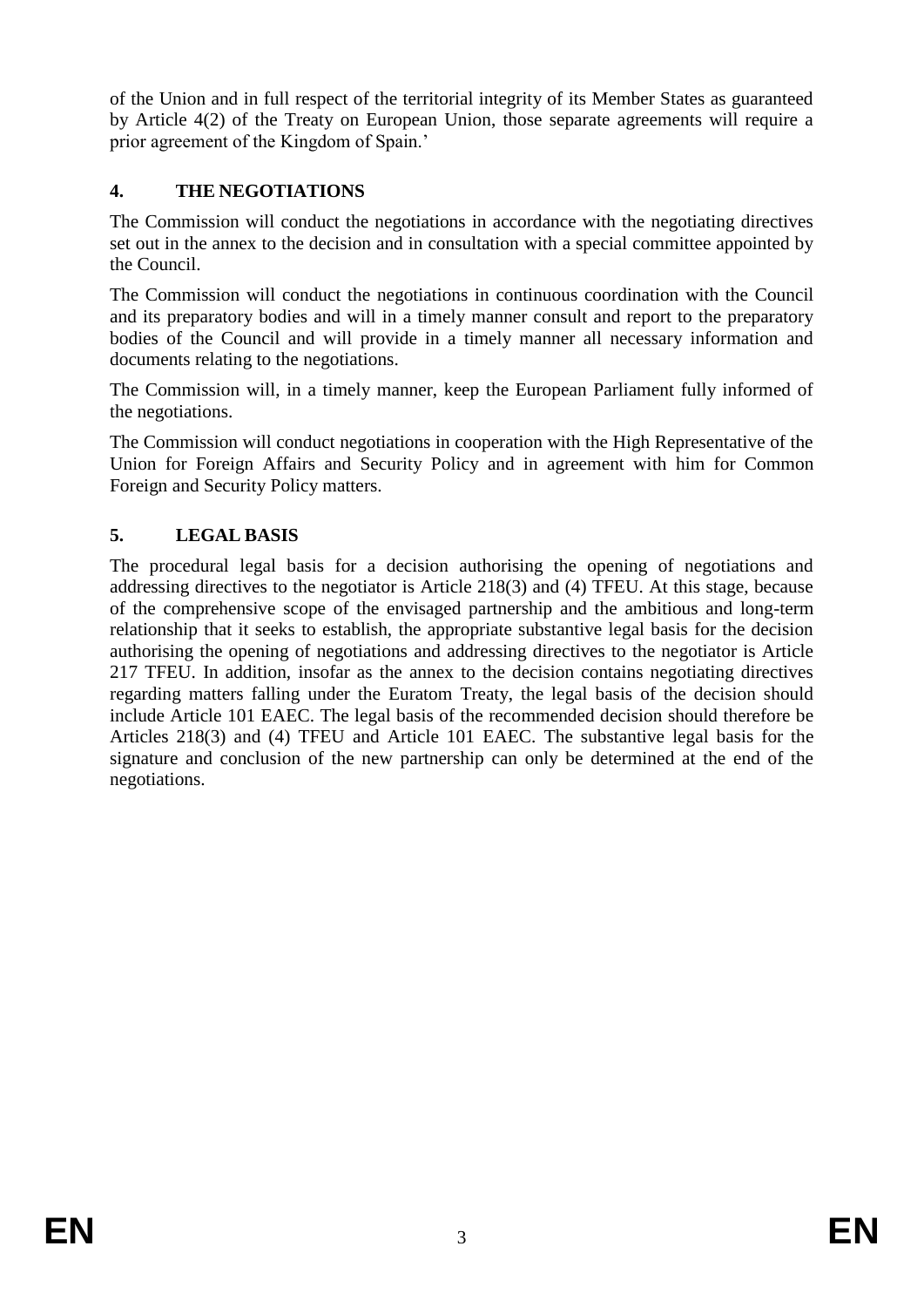of the Union and in full respect of the territorial integrity of its Member States as guaranteed by Article 4(2) of the Treaty on European Union, those separate agreements will require a prior agreement of the Kingdom of Spain.'

## 4. THE NEGOTIATIONS

The Commission will conduct the negotiations in accordance with the negotiating directives set out in the annex to the decision and in consultation with a special committee appointed by the Council.

The Commission will conduct the negotiations in continuous coordination with the Council and its preparatory bodies and will in a timely manner consult and report to the preparatory bodies of the Council and will provide in a timely manner all necessary information and documents relating to the negotiations.

The Commission will, in a timely manner, keep the European Parliament fully informed of the negotiations.

The Commission will conduct negotiations in cooperation with the High Representative of the Union for Foreign Affairs and Security Policy and in agreement with him for Common Foreign and Security Policy matters.

## 5. LEGAL BASIS

The procedural legal basis for a decision authorising the opening of negotiations and addressing directives to the negotiator is Article 218(3) and (4) TFEU. At this stage, because of the comprehensive scope of the envisaged partnership and the ambitious and long-term relationship that it seeks to establish, the appropriate substantive legal basis for the decision authorising the opening of negotiations and addressing directives to the negotiator is Article 217 TFEU. In addition, insofar as the annex to the decision contains negotiating directives regarding matters falling under the Euratom Treaty, the legal basis of the decision should include Article 101 EAEC. The legal basis of the recommended decision should therefore be Articles 218(3) and (4) TFEU and Article 101 EAEC. The substantive legal basis for the signature and conclusion of the new partnership can only be determined at the end of the negotiations.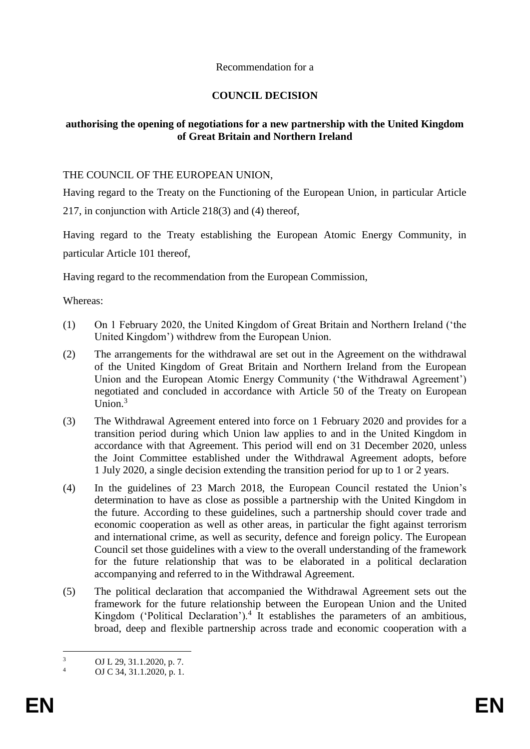Recommendation for a

**COUNCIL DECISION**

**authorising the opening of negotiations for a new partnership with the United Kingdom of Great Britain and Northern Ireland**

THE COUNCIL OF THE EUROPEAN UNION,

Having regard to the Treaty on the Functioning of the European Union, in particular Article 217, in conjunction with Article 218(3) and (4) thereof,

Having regard to the Treaty establishing the European Atomic Energy Community, in particular Article 101 thereof,

Having regard to the recommendation from the European Commission,

Whereas:

(1) On 1 February 2020, the United Kingdom of Great Britain and Northern Ireland ('the United Kingdom') withdrew from the European Union.

(2) The arrangements for the withdrawal are set out in the Agreement on the withdrawal of the United Kingdom of Great Britain and Northern Ireland from the European Union and the European Atomic Energy Community ('the Withdrawal Agreement') negotiated and concluded in accordance with Article 50 of the Treaty on European Union.[3]

(3) The Withdrawal Agreement entered into force on 1 February 2020 and provides for a transition period during which Union law applies to and in the United Kingdom in accordance with that Agreement. This period will end on 31 December 2020, unless the Joint Committee established under the Withdrawal Agreement adopts, before 1 July 2020, a single decision extending the transition period for up to 1 or 2 years.

(4) In the guidelines of 23 March 2018, the European Council restated the Union's determination to have as close as possible a partnership with the United Kingdom in the future. According to these guidelines, such a partnership should cover trade and economic cooperation as well as other areas, in particular the fight against terrorism and international crime, as well as security, defence and foreign policy. The European Council set those guidelines with a view to the overall understanding of the framework for the future relationship that was to be elaborated in a political declaration accompanying and referred to in the Withdrawal Agreement.

(5) The political declaration that accompanied the Withdrawal Agreement sets out the framework for the future relationship between the European Union and the United Kingdom ('Political Declaration').[4] It establishes the parameters of an ambitious, broad, deep and flexible partnership across trade and economic cooperation with a

---

[3] OJ L 29, 31.1.2020, p. 7.

[4] OJ C 34, 31.1.2020, p. 1.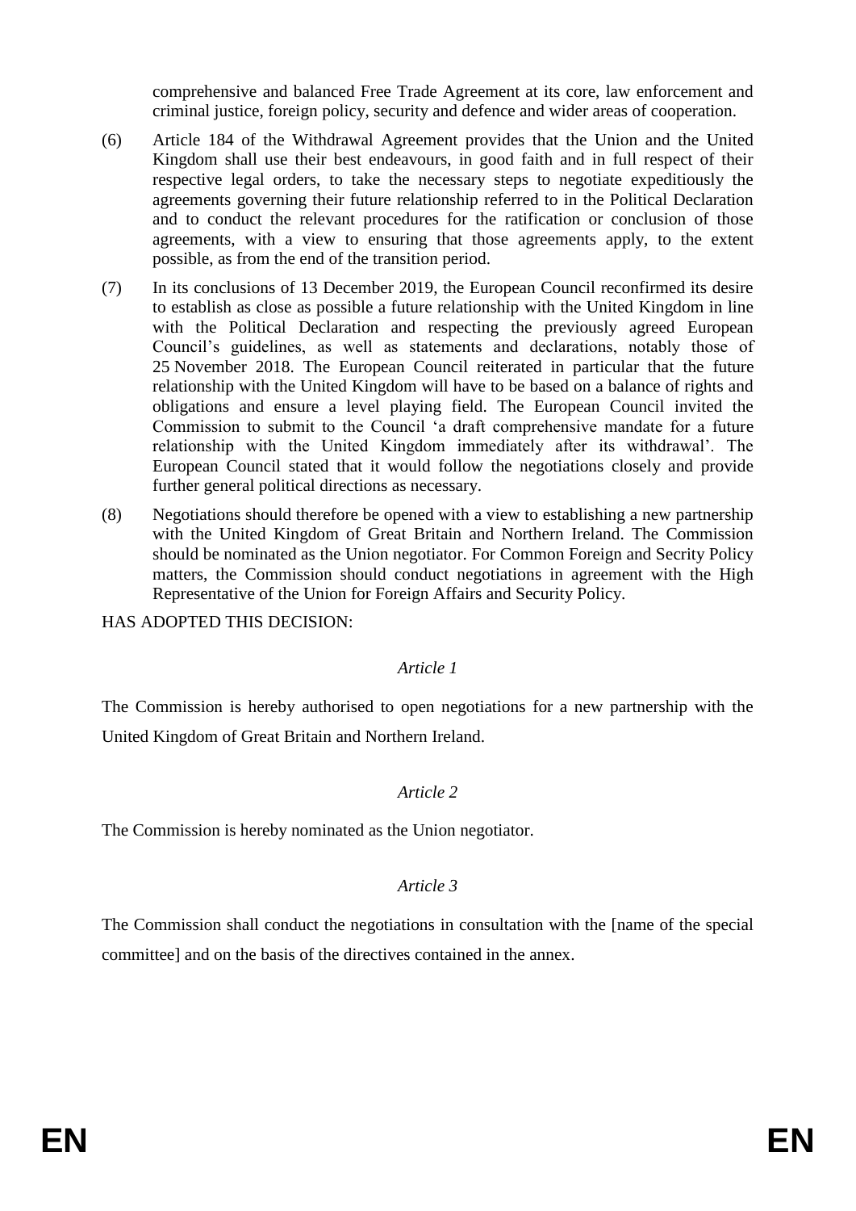comprehensive and balanced Free Trade Agreement at its core, law enforcement and criminal justice, foreign policy, security and defence and wider areas of cooperation.

(6) Article 184 of the Withdrawal Agreement provides that the Union and the United Kingdom shall use their best endeavours, in good faith and in full respect of their respective legal orders, to take the necessary steps to negotiate expeditiously the agreements governing their future relationship referred to in the Political Declaration and to conduct the relevant procedures for the ratification or conclusion of those agreements, with a view to ensuring that those agreements apply, to the extent possible, as from the end of the transition period.

(7) In its conclusions of 13 December 2019, the European Council reconfirmed its desire to establish as close as possible a future relationship with the United Kingdom in line with the Political Declaration and respecting the previously agreed European Council's guidelines, as well as statements and declarations, notably those of 25 November 2018. The European Council reiterated in particular that the future relationship with the United Kingdom will have to be based on a balance of rights and obligations and ensure a level playing field. The European Council invited the Commission to submit to the Council 'a draft comprehensive mandate for a future relationship with the United Kingdom immediately after its withdrawal'. The European Council stated that it would follow the negotiations closely and provide further general political directions as necessary.

(8) Negotiations should therefore be opened with a view to establishing a new partnership with the United Kingdom of Great Britain and Northern Ireland. The Commission should be nominated as the Union negotiator. For Common Foreign and Secrity Policy matters, the Commission should conduct negotiations in agreement with the High Representative of the Union for Foreign Affairs and Security Policy.

HAS ADOPTED THIS DECISION:

*Article 1*

The Commission is hereby authorised to open negotiations for a new partnership with the United Kingdom of Great Britain and Northern Ireland.

*Article 2*

The Commission is hereby nominated as the Union negotiator.

*Article 3*

The Commission shall conduct the negotiations in consultation with the [name of the special committee] and on the basis of the directives contained in the annex.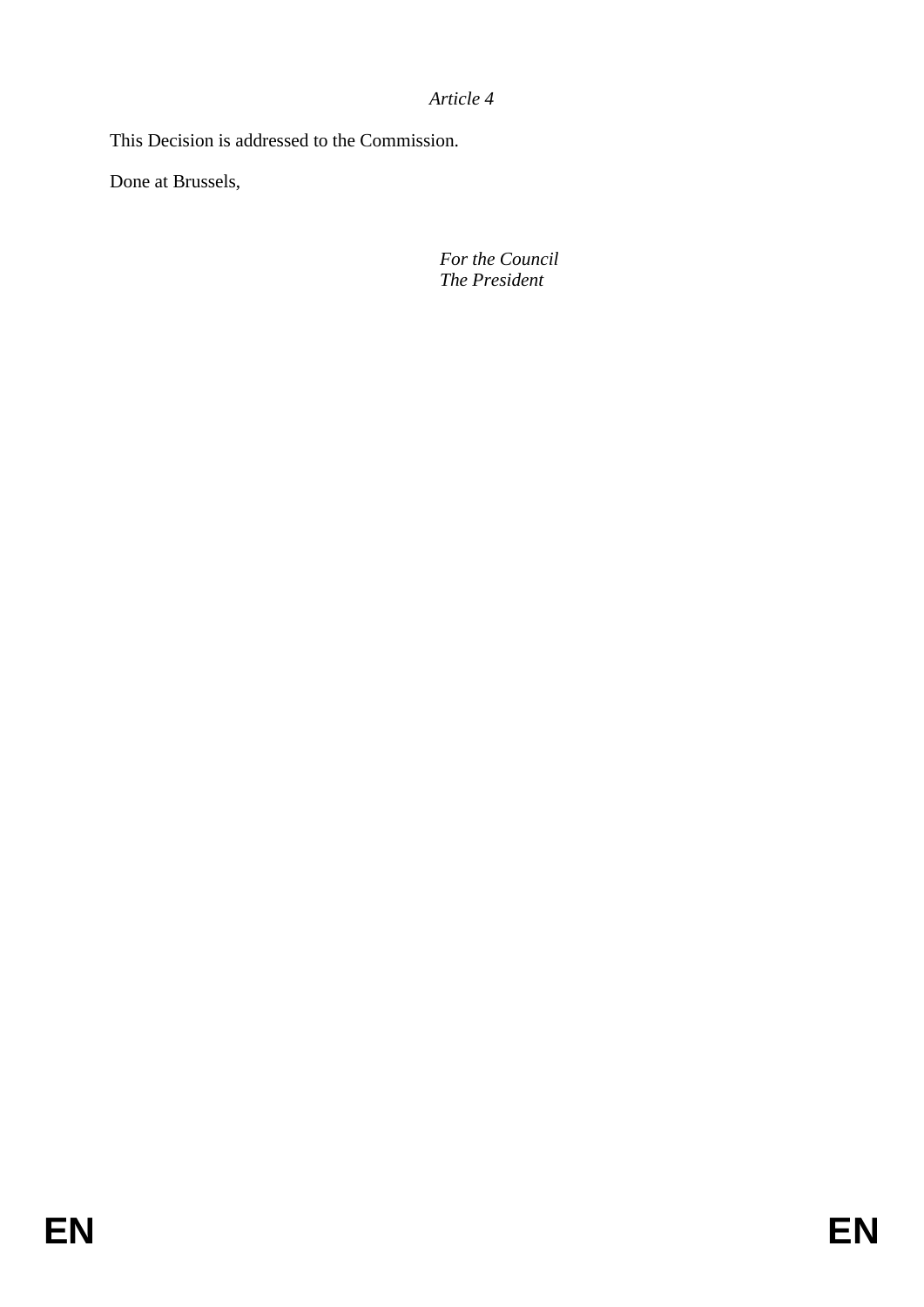*Article 4*

This Decision is addressed to the Commission.

Done at Brussels,

*For the Council*
*The President*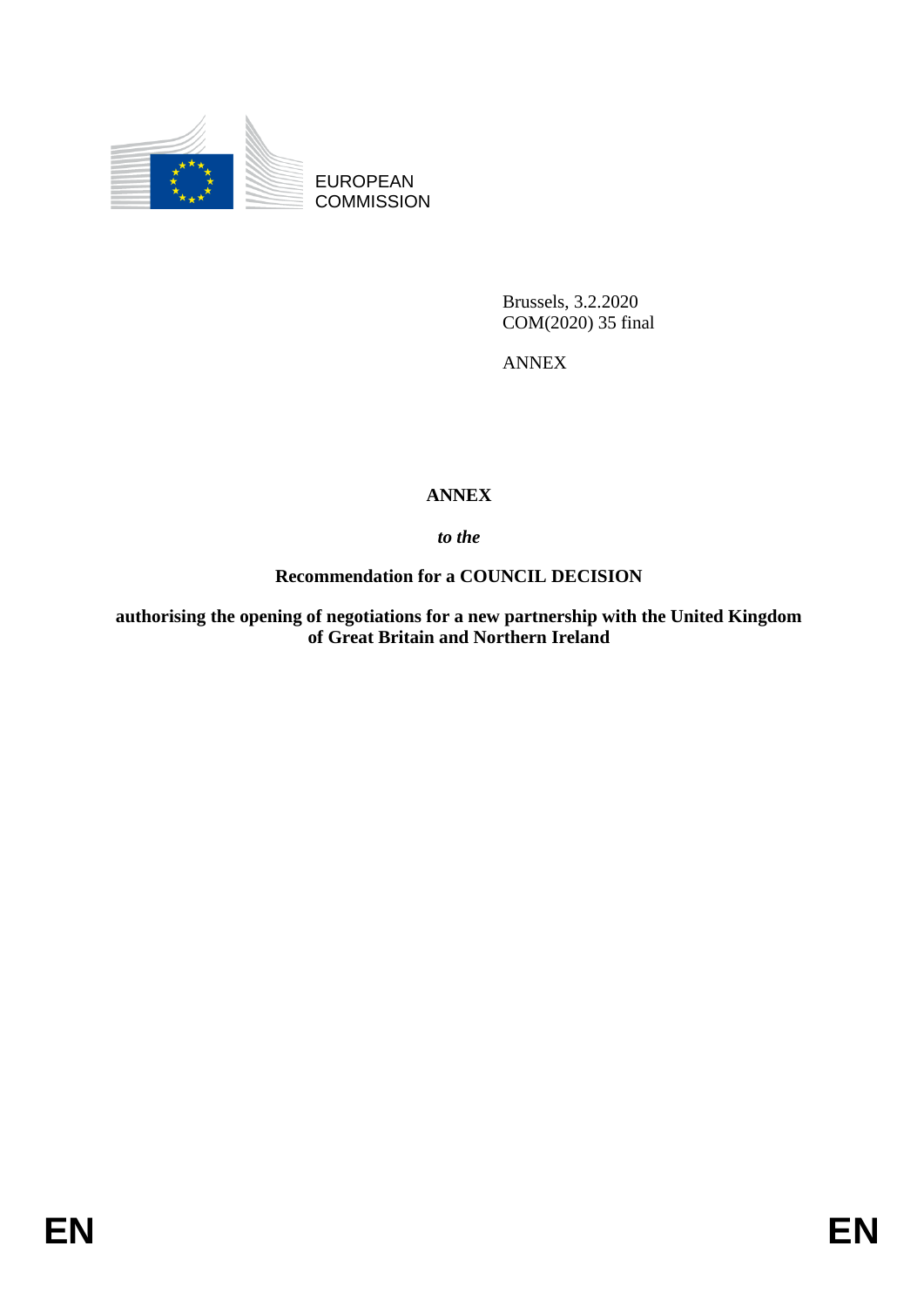EUROPEAN COMMISSION

Brussels, 3.2.2020
COM(2020) 35 final

ANNEX

# ANNEX

*to the*

**Recommendation for a COUNCIL DECISION**

**authorising the opening of negotiations for a new partnership with the United Kingdom of Great Britain and Northern Ireland**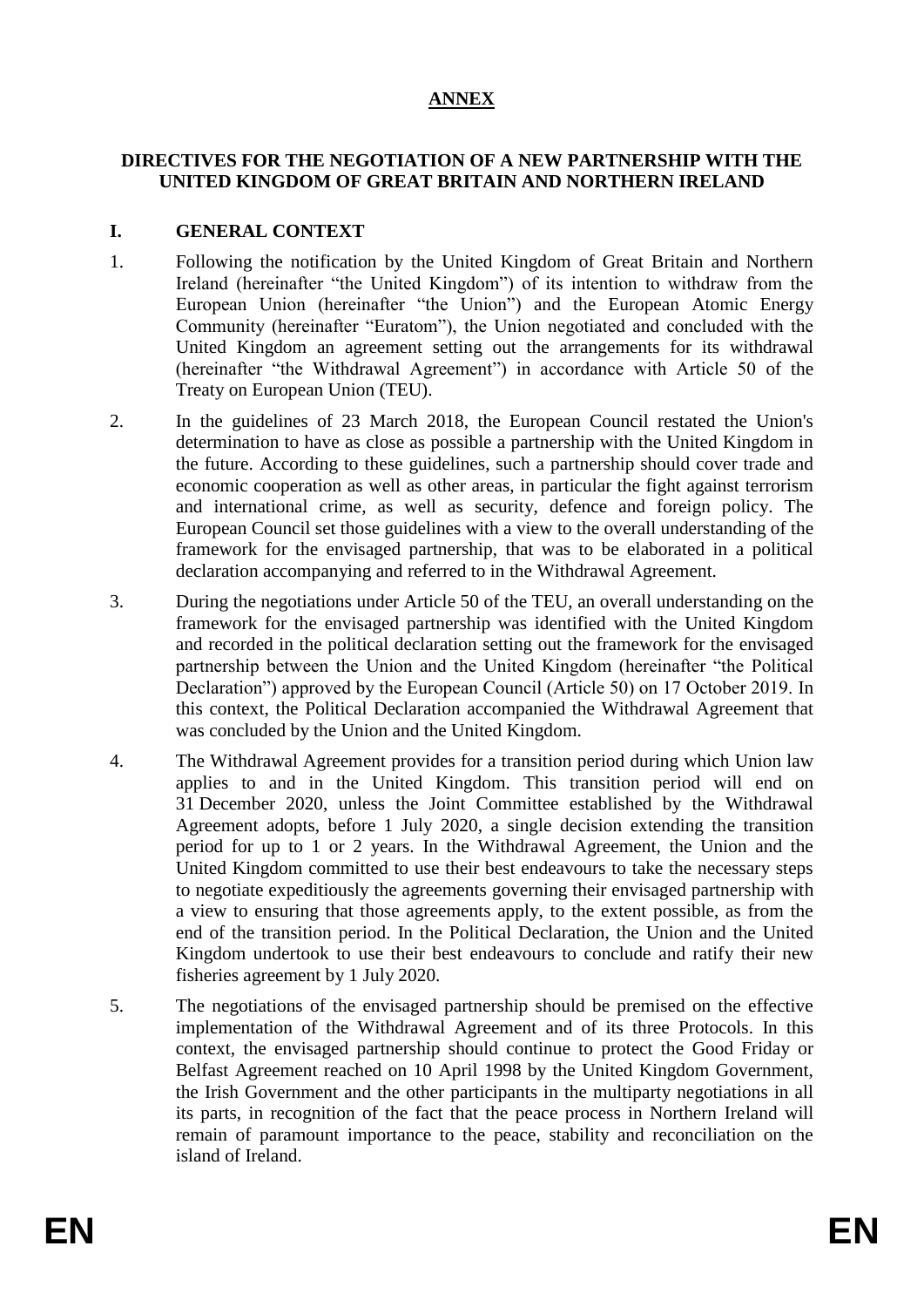# ANNEX

## DIRECTIVES FOR THE NEGOTIATION OF A NEW PARTNERSHIP WITH THE UNITED KINGDOM OF GREAT BRITAIN AND NORTHERN IRELAND

### I. GENERAL CONTEXT

1. Following the notification by the United Kingdom of Great Britain and Northern Ireland (hereinafter "the United Kingdom") of its intention to withdraw from the European Union (hereinafter "the Union") and the European Atomic Energy Community (hereinafter "Euratom"), the Union negotiated and concluded with the United Kingdom an agreement setting out the arrangements for its withdrawal (hereinafter "the Withdrawal Agreement") in accordance with Article 50 of the Treaty on European Union (TEU).

2. In the guidelines of 23 March 2018, the European Council restated the Union's determination to have as close as possible a partnership with the United Kingdom in the future. According to these guidelines, such a partnership should cover trade and economic cooperation as well as other areas, in particular the fight against terrorism and international crime, as well as security, defence and foreign policy. The European Council set those guidelines with a view to the overall understanding of the framework for the envisaged partnership, that was to be elaborated in a political declaration accompanying and referred to in the Withdrawal Agreement.

3. During the negotiations under Article 50 of the TEU, an overall understanding on the framework for the envisaged partnership was identified with the United Kingdom and recorded in the political declaration setting out the framework for the envisaged partnership between the Union and the United Kingdom (hereinafter "the Political Declaration") approved by the European Council (Article 50) on 17 October 2019. In this context, the Political Declaration accompanied the Withdrawal Agreement that was concluded by the Union and the United Kingdom.

4. The Withdrawal Agreement provides for a transition period during which Union law applies to and in the United Kingdom. This transition period will end on 31 December 2020, unless the Joint Committee established by the Withdrawal Agreement adopts, before 1 July 2020, a single decision extending the transition period for up to 1 or 2 years. In the Withdrawal Agreement, the Union and the United Kingdom committed to use their best endeavours to take the necessary steps to negotiate expeditiously the agreements governing their envisaged partnership with a view to ensuring that those agreements apply, to the extent possible, as from the end of the transition period. In the Political Declaration, the Union and the United Kingdom undertook to use their best endeavours to conclude and ratify their new fisheries agreement by 1 July 2020.

5. The negotiations of the envisaged partnership should be premised on the effective implementation of the Withdrawal Agreement and of its three Protocols. In this context, the envisaged partnership should continue to protect the Good Friday or Belfast Agreement reached on 10 April 1998 by the United Kingdom Government, the Irish Government and the other participants in the multiparty negotiations in all its parts, in recognition of the fact that the peace process in Northern Ireland will remain of paramount importance to the peace, stability and reconciliation on the island of Ireland.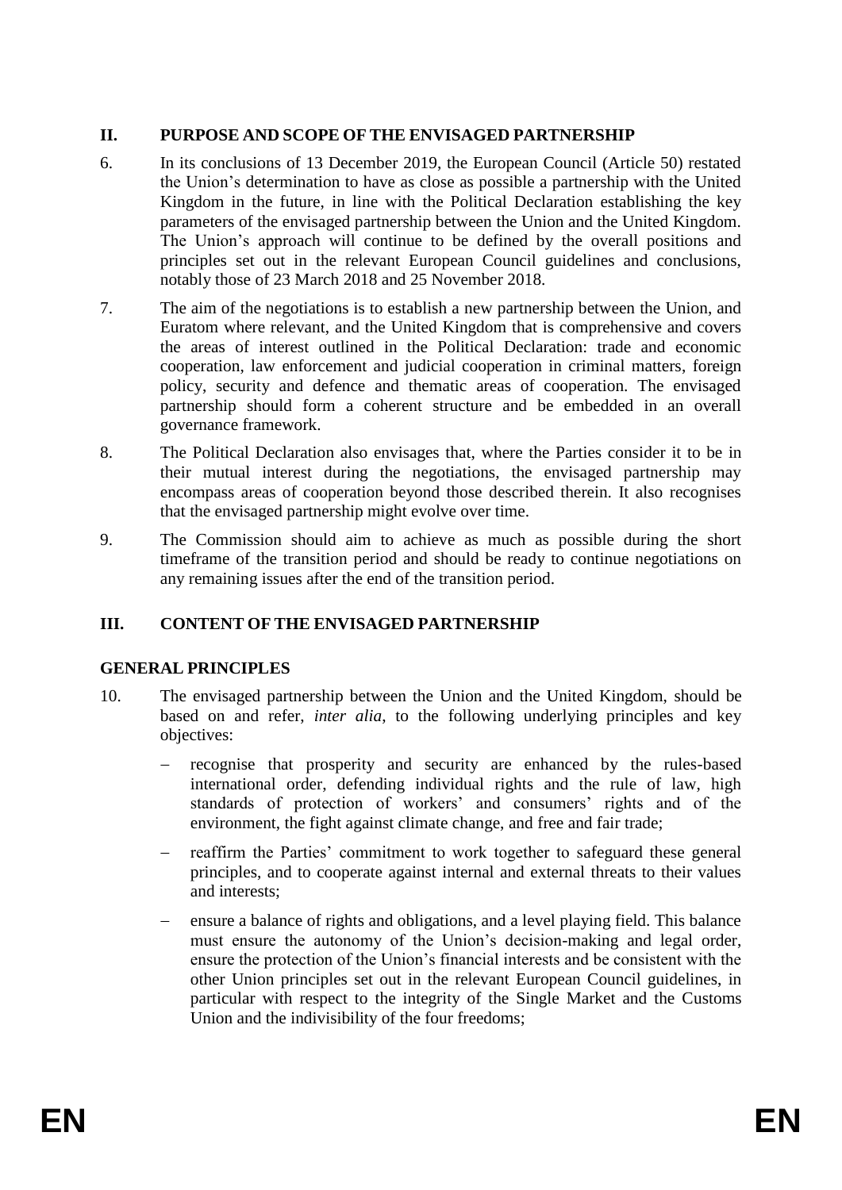## II. PURPOSE AND SCOPE OF THE ENVISAGED PARTNERSHIP

6. In its conclusions of 13 December 2019, the European Council (Article 50) restated the Union's determination to have as close as possible a partnership with the United Kingdom in the future, in line with the Political Declaration establishing the key parameters of the envisaged partnership between the Union and the United Kingdom. The Union's approach will continue to be defined by the overall positions and principles set out in the relevant European Council guidelines and conclusions, notably those of 23 March 2018 and 25 November 2018.

7. The aim of the negotiations is to establish a new partnership between the Union, and Euratom where relevant, and the United Kingdom that is comprehensive and covers the areas of interest outlined in the Political Declaration: trade and economic cooperation, law enforcement and judicial cooperation in criminal matters, foreign policy, security and defence and thematic areas of cooperation. The envisaged partnership should form a coherent structure and be embedded in an overall governance framework.

8. The Political Declaration also envisages that, where the Parties consider it to be in their mutual interest during the negotiations, the envisaged partnership may encompass areas of cooperation beyond those described therein. It also recognises that the envisaged partnership might evolve over time.

9. The Commission should aim to achieve as much as possible during the short timeframe of the transition period and should be ready to continue negotiations on any remaining issues after the end of the transition period.

## III. CONTENT OF THE ENVISAGED PARTNERSHIP

### GENERAL PRINCIPLES

10. The envisaged partnership between the Union and the United Kingdom, should be based on and refer, *inter alia*, to the following underlying principles and key objectives:

    - recognise that prosperity and security are enhanced by the rules-based international order, defending individual rights and the rule of law, high standards of protection of workers' and consumers' rights and of the environment, the fight against climate change, and free and fair trade;
    - reaffirm the Parties' commitment to work together to safeguard these general principles, and to cooperate against internal and external threats to their values and interests;
    - ensure a balance of rights and obligations, and a level playing field. This balance must ensure the autonomy of the Union's decision-making and legal order, ensure the protection of the Union's financial interests and be consistent with the other Union principles set out in the relevant European Council guidelines, in particular with respect to the integrity of the Single Market and the Customs Union and the indivisibility of the four freedoms;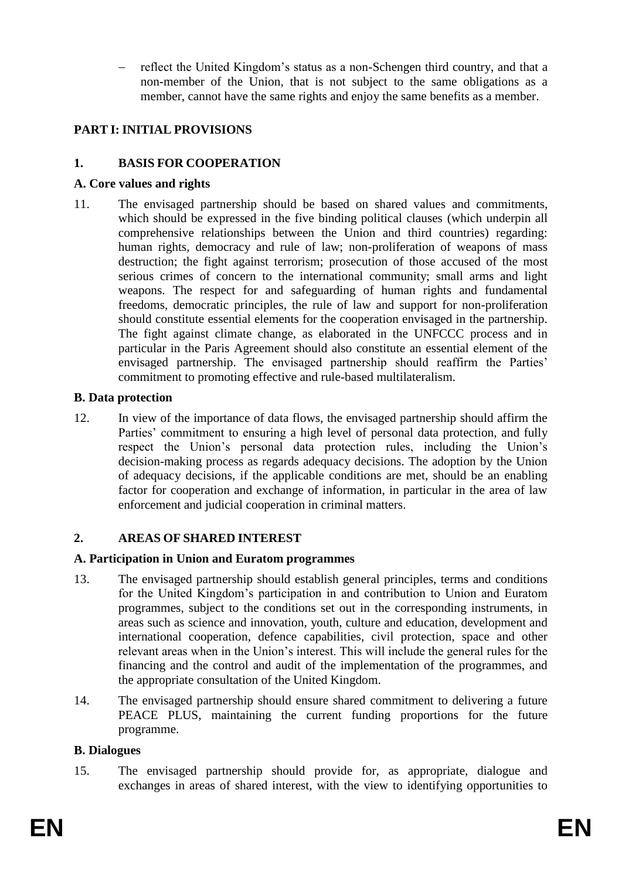- reflect the United Kingdom's status as a non-Schengen third country, and that a non-member of the Union, that is not subject to the same obligations as a member, cannot have the same rights and enjoy the same benefits as a member.

## PART I: INITIAL PROVISIONS

### 1. BASIS FOR COOPERATION

#### A. Core values and rights

11. The envisaged partnership should be based on shared values and commitments, which should be expressed in the five binding political clauses (which underpin all comprehensive relationships between the Union and third countries) regarding: human rights, democracy and rule of law; non-proliferation of weapons of mass destruction; the fight against terrorism; prosecution of those accused of the most serious crimes of concern to the international community; small arms and light weapons. The respect for and safeguarding of human rights and fundamental freedoms, democratic principles, the rule of law and support for non-proliferation should constitute essential elements for the cooperation envisaged in the partnership. The fight against climate change, as elaborated in the UNFCCC process and in particular in the Paris Agreement should also constitute an essential element of the envisaged partnership. The envisaged partnership should reaffirm the Parties' commitment to promoting effective and rule-based multilateralism.

#### B. Data protection

12. In view of the importance of data flows, the envisaged partnership should affirm the Parties' commitment to ensuring a high level of personal data protection, and fully respect the Union's personal data protection rules, including the Union's decision-making process as regards adequacy decisions. The adoption by the Union of adequacy decisions, if the applicable conditions are met, should be an enabling factor for cooperation and exchange of information, in particular in the area of law enforcement and judicial cooperation in criminal matters.

### 2. AREAS OF SHARED INTEREST

#### A. Participation in Union and Euratom programmes

13. The envisaged partnership should establish general principles, terms and conditions for the United Kingdom's participation in and contribution to Union and Euratom programmes, subject to the conditions set out in the corresponding instruments, in areas such as science and innovation, youth, culture and education, development and international cooperation, defence capabilities, civil protection, space and other relevant areas when in the Union's interest. This will include the general rules for the financing and the control and audit of the implementation of the programmes, and the appropriate consultation of the United Kingdom.

14. The envisaged partnership should ensure shared commitment to delivering a future PEACE PLUS, maintaining the current funding proportions for the future programme.

#### B. Dialogues

15. The envisaged partnership should provide for, as appropriate, dialogue and exchanges in areas of shared interest, with the view to identifying opportunities to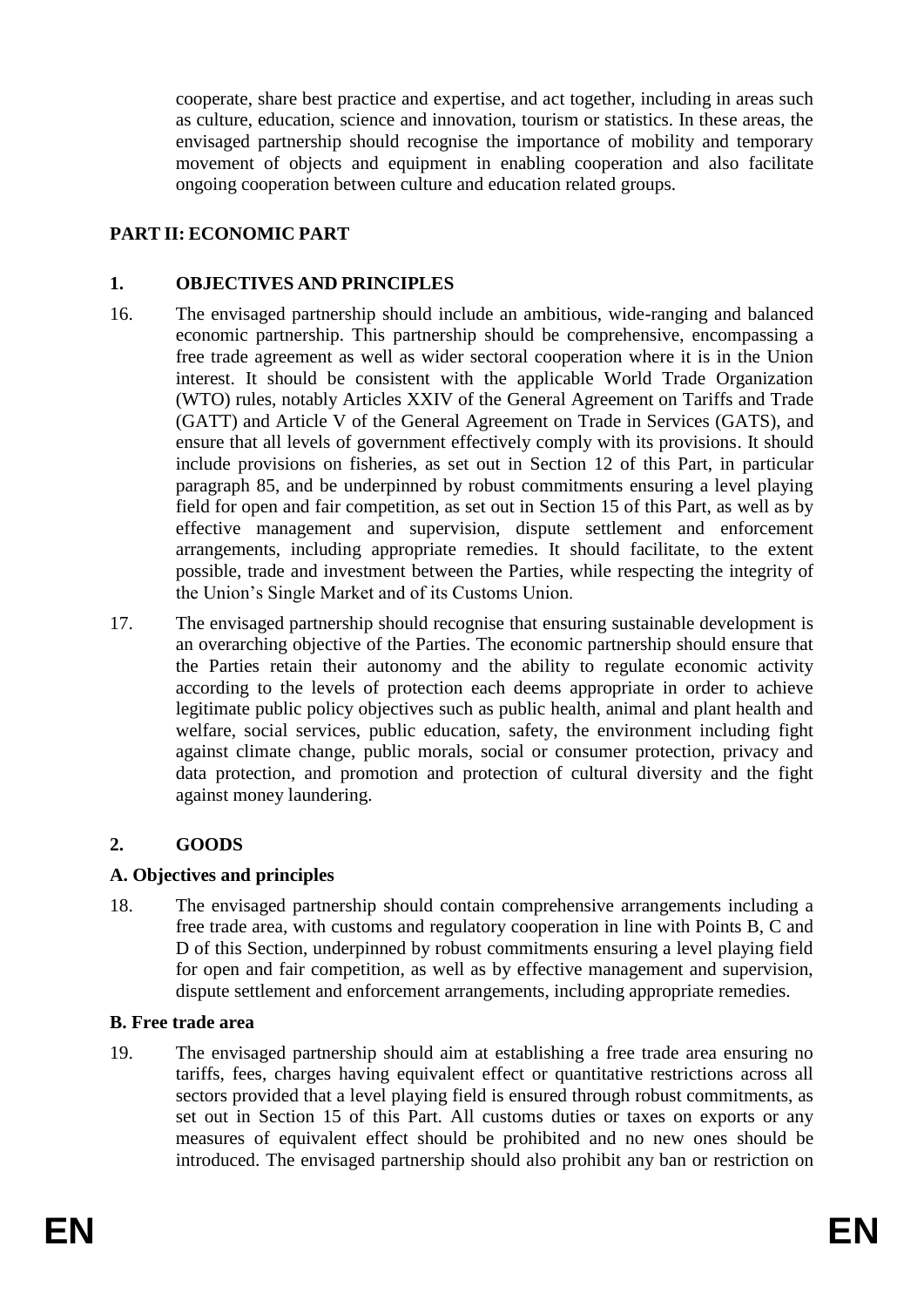cooperate, share best practice and expertise, and act together, including in areas such as culture, education, science and innovation, tourism or statistics. In these areas, the envisaged partnership should recognise the importance of mobility and temporary movement of objects and equipment in enabling cooperation and also facilitate ongoing cooperation between culture and education related groups.

## PART II: ECONOMIC PART

### 1. OBJECTIVES AND PRINCIPLES

16. The envisaged partnership should include an ambitious, wide-ranging and balanced economic partnership. This partnership should be comprehensive, encompassing a free trade agreement as well as wider sectoral cooperation where it is in the Union interest. It should be consistent with the applicable World Trade Organization (WTO) rules, notably Articles XXIV of the General Agreement on Tariffs and Trade (GATT) and Article V of the General Agreement on Trade in Services (GATS), and ensure that all levels of government effectively comply with its provisions. It should include provisions on fisheries, as set out in Section 12 of this Part, in particular paragraph 85, and be underpinned by robust commitments ensuring a level playing field for open and fair competition, as set out in Section 15 of this Part, as well as by effective management and supervision, dispute settlement and enforcement arrangements, including appropriate remedies. It should facilitate, to the extent possible, trade and investment between the Parties, while respecting the integrity of the Union's Single Market and of its Customs Union.

17. The envisaged partnership should recognise that ensuring sustainable development is an overarching objective of the Parties. The economic partnership should ensure that the Parties retain their autonomy and the ability to regulate economic activity according to the levels of protection each deems appropriate in order to achieve legitimate public policy objectives such as public health, animal and plant health and welfare, social services, public education, safety, the environment including fight against climate change, public morals, social or consumer protection, privacy and data protection, and promotion and protection of cultural diversity and the fight against money laundering.

### 2. GOODS

**A. Objectives and principles**

18. The envisaged partnership should contain comprehensive arrangements including a free trade area, with customs and regulatory cooperation in line with Points B, C and D of this Section, underpinned by robust commitments ensuring a level playing field for open and fair competition, as well as by effective management and supervision, dispute settlement and enforcement arrangements, including appropriate remedies.

**B. Free trade area**

19. The envisaged partnership should aim at establishing a free trade area ensuring no tariffs, fees, charges having equivalent effect or quantitative restrictions across all sectors provided that a level playing field is ensured through robust commitments, as set out in Section 15 of this Part. All customs duties or taxes on exports or any measures of equivalent effect should be prohibited and no new ones should be introduced. The envisaged partnership should also prohibit any ban or restriction on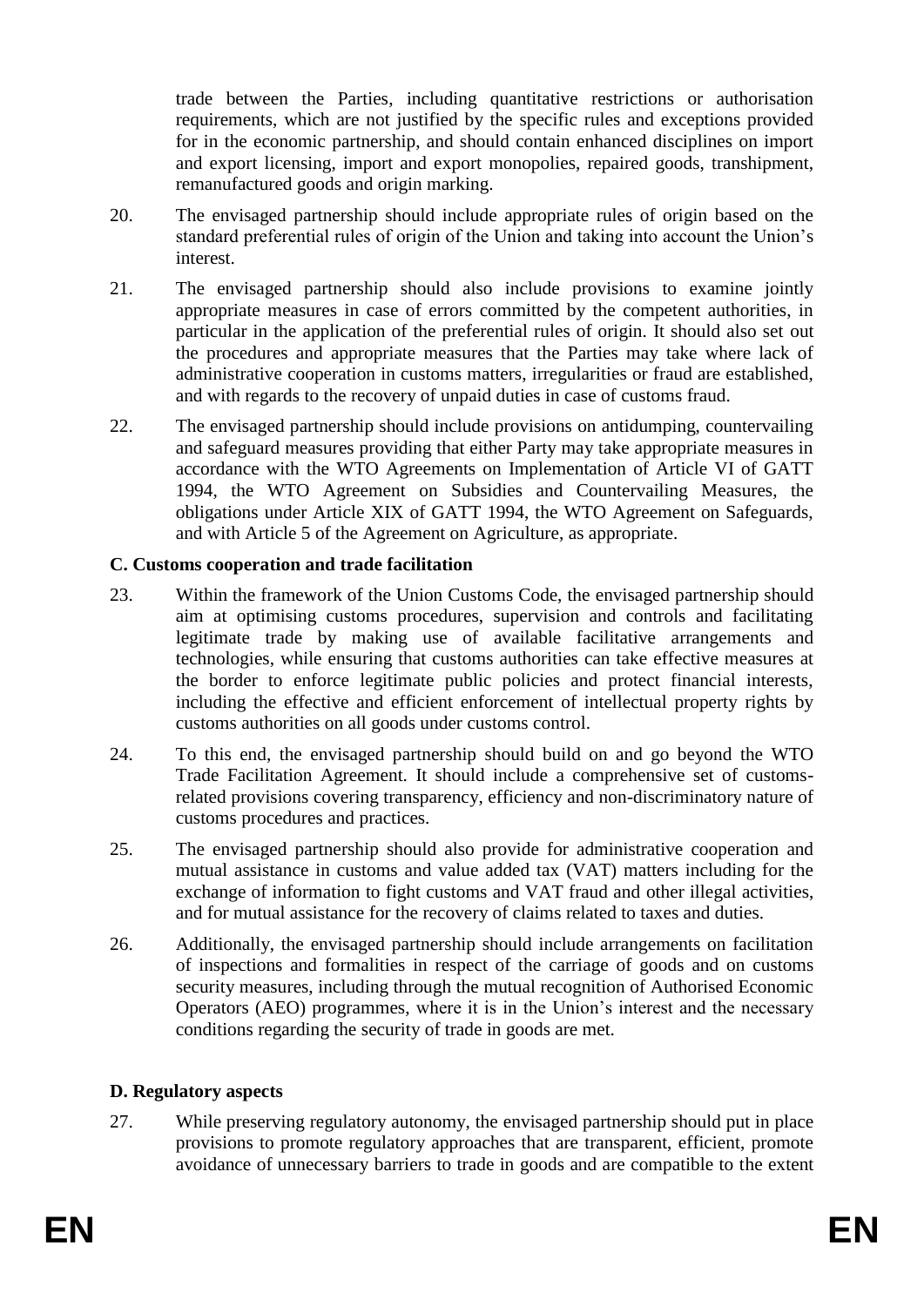trade between the Parties, including quantitative restrictions or authorisation requirements, which are not justified by the specific rules and exceptions provided for in the economic partnership, and should contain enhanced disciplines on import and export licensing, import and export monopolies, repaired goods, transhipment, remanufactured goods and origin marking.

20. The envisaged partnership should include appropriate rules of origin based on the standard preferential rules of origin of the Union and taking into account the Union's interest.

21. The envisaged partnership should also include provisions to examine jointly appropriate measures in case of errors committed by the competent authorities, in particular in the application of the preferential rules of origin. It should also set out the procedures and appropriate measures that the Parties may take where lack of administrative cooperation in customs matters, irregularities or fraud are established, and with regards to the recovery of unpaid duties in case of customs fraud.

22. The envisaged partnership should include provisions on antidumping, countervailing and safeguard measures providing that either Party may take appropriate measures in accordance with the WTO Agreements on Implementation of Article VI of GATT 1994, the WTO Agreement on Subsidies and Countervailing Measures, the obligations under Article XIX of GATT 1994, the WTO Agreement on Safeguards, and with Article 5 of the Agreement on Agriculture, as appropriate.

**C. Customs cooperation and trade facilitation**

23. Within the framework of the Union Customs Code, the envisaged partnership should aim at optimising customs procedures, supervision and controls and facilitating legitimate trade by making use of available facilitative arrangements and technologies, while ensuring that customs authorities can take effective measures at the border to enforce legitimate public policies and protect financial interests, including the effective and efficient enforcement of intellectual property rights by customs authorities on all goods under customs control.

24. To this end, the envisaged partnership should build on and go beyond the WTO Trade Facilitation Agreement. It should include a comprehensive set of customs-related provisions covering transparency, efficiency and non-discriminatory nature of customs procedures and practices.

25. The envisaged partnership should also provide for administrative cooperation and mutual assistance in customs and value added tax (VAT) matters including for the exchange of information to fight customs and VAT fraud and other illegal activities, and for mutual assistance for the recovery of claims related to taxes and duties.

26. Additionally, the envisaged partnership should include arrangements on facilitation of inspections and formalities in respect of the carriage of goods and on customs security measures, including through the mutual recognition of Authorised Economic Operators (AEO) programmes, where it is in the Union's interest and the necessary conditions regarding the security of trade in goods are met.

**D. Regulatory aspects**

27. While preserving regulatory autonomy, the envisaged partnership should put in place provisions to promote regulatory approaches that are transparent, efficient, promote avoidance of unnecessary barriers to trade in goods and are compatible to the extent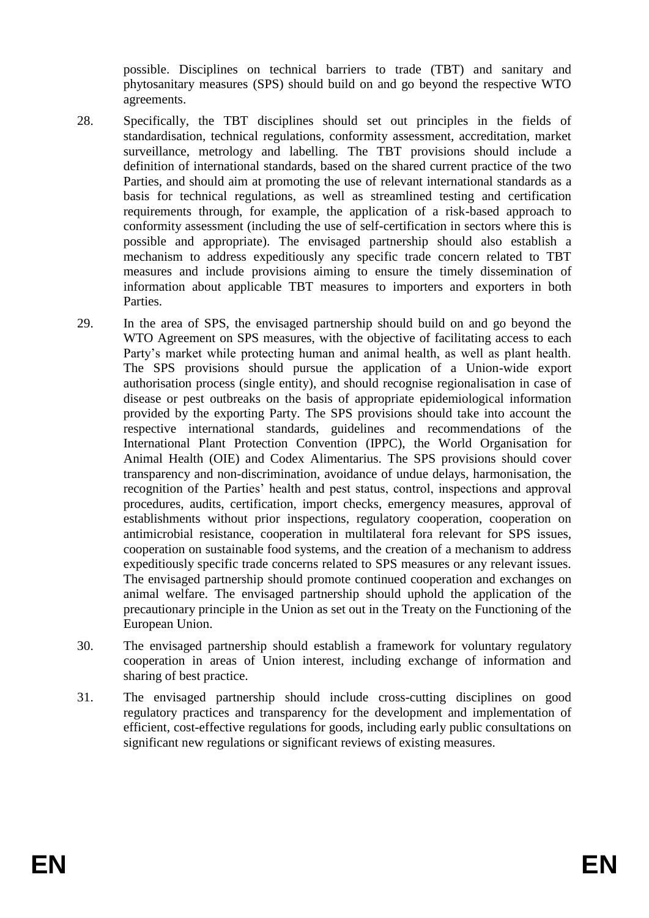possible. Disciplines on technical barriers to trade (TBT) and sanitary and phytosanitary measures (SPS) should build on and go beyond the respective WTO agreements.

28. Specifically, the TBT disciplines should set out principles in the fields of standardisation, technical regulations, conformity assessment, accreditation, market surveillance, metrology and labelling. The TBT provisions should include a definition of international standards, based on the shared current practice of the two Parties, and should aim at promoting the use of relevant international standards as a basis for technical regulations, as well as streamlined testing and certification requirements through, for example, the application of a risk-based approach to conformity assessment (including the use of self-certification in sectors where this is possible and appropriate). The envisaged partnership should also establish a mechanism to address expeditiously any specific trade concern related to TBT measures and include provisions aiming to ensure the timely dissemination of information about applicable TBT measures to importers and exporters in both Parties.

29. In the area of SPS, the envisaged partnership should build on and go beyond the WTO Agreement on SPS measures, with the objective of facilitating access to each Party's market while protecting human and animal health, as well as plant health. The SPS provisions should pursue the application of a Union-wide export authorisation process (single entity), and should recognise regionalisation in case of disease or pest outbreaks on the basis of appropriate epidemiological information provided by the exporting Party. The SPS provisions should take into account the respective international standards, guidelines and recommendations of the International Plant Protection Convention (IPPC), the World Organisation for Animal Health (OIE) and Codex Alimentarius. The SPS provisions should cover transparency and non-discrimination, avoidance of undue delays, harmonisation, the recognition of the Parties' health and pest status, control, inspections and approval procedures, audits, certification, import checks, emergency measures, approval of establishments without prior inspections, regulatory cooperation, cooperation on antimicrobial resistance, cooperation in multilateral fora relevant for SPS issues, cooperation on sustainable food systems, and the creation of a mechanism to address expeditiously specific trade concerns related to SPS measures or any relevant issues. The envisaged partnership should promote continued cooperation and exchanges on animal welfare. The envisaged partnership should uphold the application of the precautionary principle in the Union as set out in the Treaty on the Functioning of the European Union.

30. The envisaged partnership should establish a framework for voluntary regulatory cooperation in areas of Union interest, including exchange of information and sharing of best practice.

31. The envisaged partnership should include cross-cutting disciplines on good regulatory practices and transparency for the development and implementation of efficient, cost-effective regulations for goods, including early public consultations on significant new regulations or significant reviews of existing measures.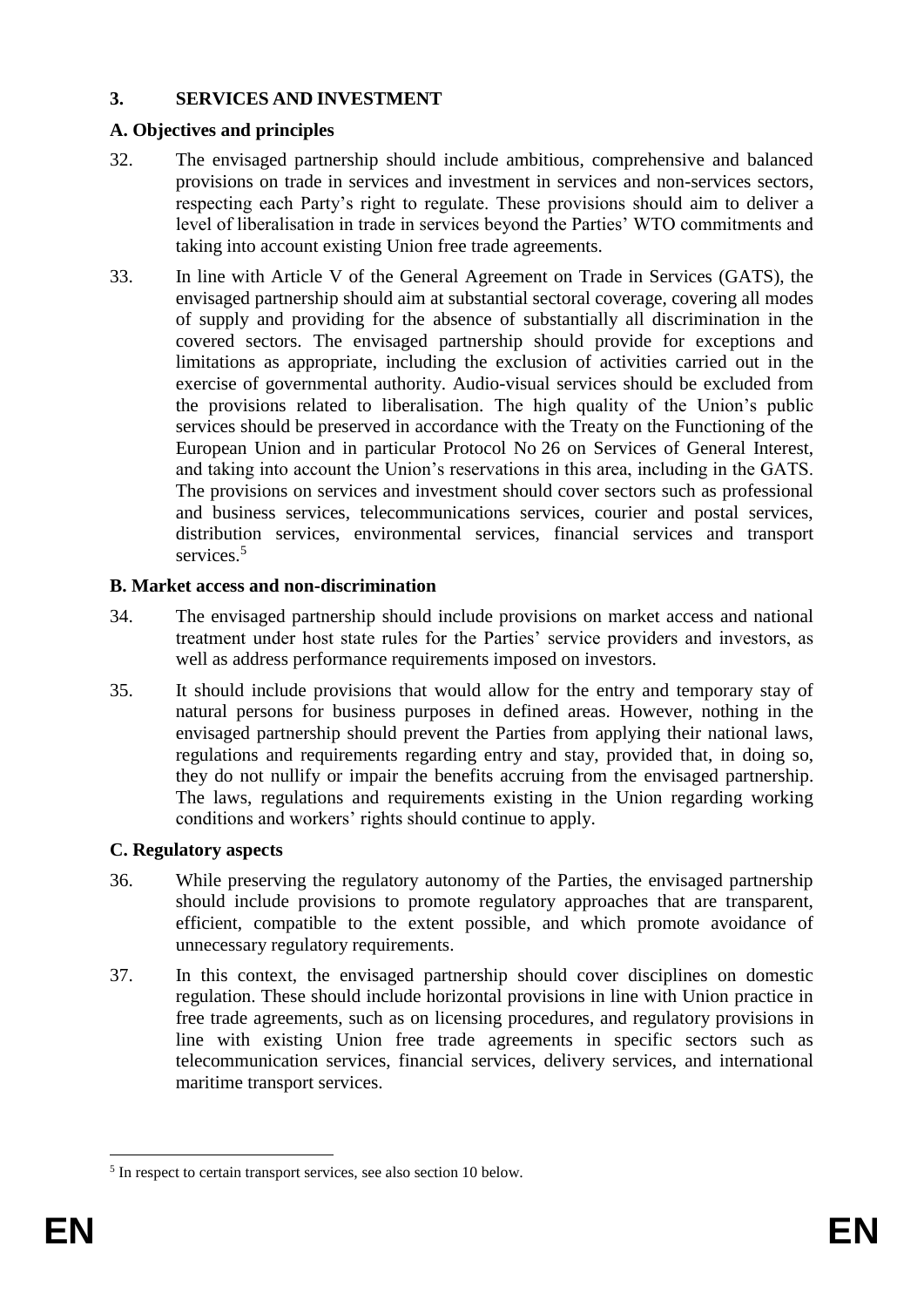## 3. SERVICES AND INVESTMENT

### A. Objectives and principles

32. The envisaged partnership should include ambitious, comprehensive and balanced provisions on trade in services and investment in services and non-services sectors, respecting each Party's right to regulate. These provisions should aim to deliver a level of liberalisation in trade in services beyond the Parties' WTO commitments and taking into account existing Union free trade agreements.

33. In line with Article V of the General Agreement on Trade in Services (GATS), the envisaged partnership should aim at substantial sectoral coverage, covering all modes of supply and providing for the absence of substantially all discrimination in the covered sectors. The envisaged partnership should provide for exceptions and limitations as appropriate, including the exclusion of activities carried out in the exercise of governmental authority. Audio-visual services should be excluded from the provisions related to liberalisation. The high quality of the Union's public services should be preserved in accordance with the Treaty on the Functioning of the European Union and in particular Protocol No 26 on Services of General Interest, and taking into account the Union's reservations in this area, including in the GATS. The provisions on services and investment should cover sectors such as professional and business services, telecommunications services, courier and postal services, distribution services, environmental services, financial services and transport services.[5]

### B. Market access and non-discrimination

34. The envisaged partnership should include provisions on market access and national treatment under host state rules for the Parties' service providers and investors, as well as address performance requirements imposed on investors.

35. It should include provisions that would allow for the entry and temporary stay of natural persons for business purposes in defined areas. However, nothing in the envisaged partnership should prevent the Parties from applying their national laws, regulations and requirements regarding entry and stay, provided that, in doing so, they do not nullify or impair the benefits accruing from the envisaged partnership. The laws, regulations and requirements existing in the Union regarding working conditions and workers' rights should continue to apply.

### C. Regulatory aspects

36. While preserving the regulatory autonomy of the Parties, the envisaged partnership should include provisions to promote regulatory approaches that are transparent, efficient, compatible to the extent possible, and which promote avoidance of unnecessary regulatory requirements.

37. In this context, the envisaged partnership should cover disciplines on domestic regulation. These should include horizontal provisions in line with Union practice in free trade agreements, such as on licensing procedures, and regulatory provisions in line with existing Union free trade agreements in specific sectors such as telecommunication services, financial services, delivery services, and international maritime transport services.

[5] In respect to certain transport services, see also section 10 below.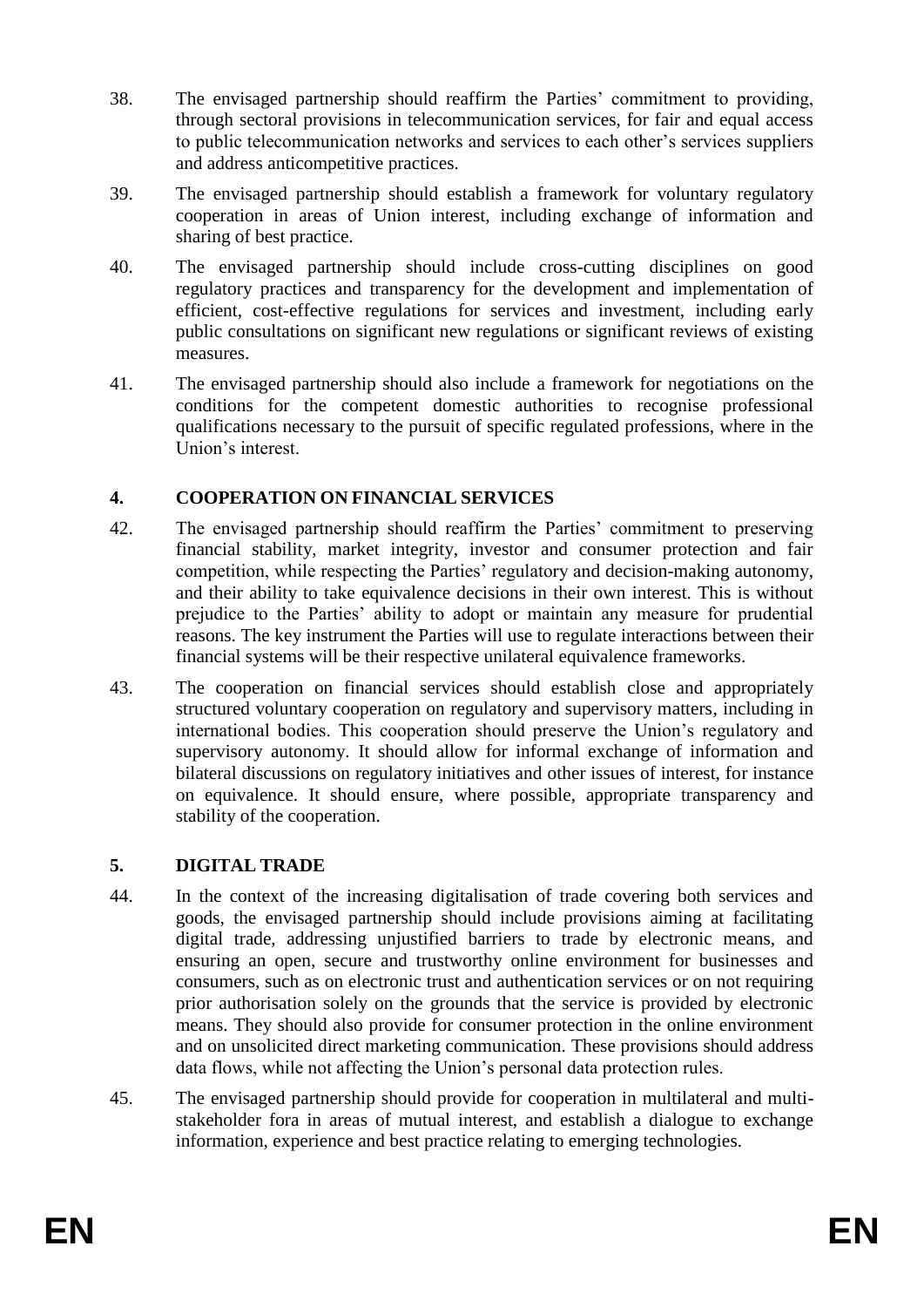38. The envisaged partnership should reaffirm the Parties' commitment to providing, through sectoral provisions in telecommunication services, for fair and equal access to public telecommunication networks and services to each other's services suppliers and address anticompetitive practices.

39. The envisaged partnership should establish a framework for voluntary regulatory cooperation in areas of Union interest, including exchange of information and sharing of best practice.

40. The envisaged partnership should include cross-cutting disciplines on good regulatory practices and transparency for the development and implementation of efficient, cost-effective regulations for services and investment, including early public consultations on significant new regulations or significant reviews of existing measures.

41. The envisaged partnership should also include a framework for negotiations on the conditions for the competent domestic authorities to recognise professional qualifications necessary to the pursuit of specific regulated professions, where in the Union's interest.

### 4. COOPERATION ON FINANCIAL SERVICES

42. The envisaged partnership should reaffirm the Parties' commitment to preserving financial stability, market integrity, investor and consumer protection and fair competition, while respecting the Parties' regulatory and decision-making autonomy, and their ability to take equivalence decisions in their own interest. This is without prejudice to the Parties' ability to adopt or maintain any measure for prudential reasons. The key instrument the Parties will use to regulate interactions between their financial systems will be their respective unilateral equivalence frameworks.

43. The cooperation on financial services should establish close and appropriately structured voluntary cooperation on regulatory and supervisory matters, including in international bodies. This cooperation should preserve the Union's regulatory and supervisory autonomy. It should allow for informal exchange of information and bilateral discussions on regulatory initiatives and other issues of interest, for instance on equivalence. It should ensure, where possible, appropriate transparency and stability of the cooperation.

### 5. DIGITAL TRADE

44. In the context of the increasing digitalisation of trade covering both services and goods, the envisaged partnership should include provisions aiming at facilitating digital trade, addressing unjustified barriers to trade by electronic means, and ensuring an open, secure and trustworthy online environment for businesses and consumers, such as on electronic trust and authentication services or on not requiring prior authorisation solely on the grounds that the service is provided by electronic means. They should also provide for consumer protection in the online environment and on unsolicited direct marketing communication. These provisions should address data flows, while not affecting the Union's personal data protection rules.

45. The envisaged partnership should provide for cooperation in multilateral and multi-stakeholder fora in areas of mutual interest, and establish a dialogue to exchange information, experience and best practice relating to emerging technologies.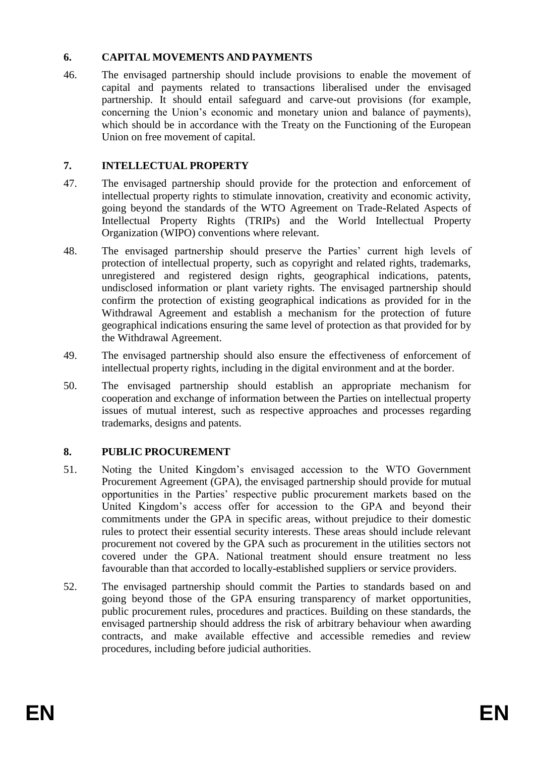## 6. CAPITAL MOVEMENTS AND PAYMENTS

46. The envisaged partnership should include provisions to enable the movement of capital and payments related to transactions liberalised under the envisaged partnership. It should entail safeguard and carve-out provisions (for example, concerning the Union's economic and monetary union and balance of payments), which should be in accordance with the Treaty on the Functioning of the European Union on free movement of capital.

## 7. INTELLECTUAL PROPERTY

47. The envisaged partnership should provide for the protection and enforcement of intellectual property rights to stimulate innovation, creativity and economic activity, going beyond the standards of the WTO Agreement on Trade-Related Aspects of Intellectual Property Rights (TRIPs) and the World Intellectual Property Organization (WIPO) conventions where relevant.

48. The envisaged partnership should preserve the Parties' current high levels of protection of intellectual property, such as copyright and related rights, trademarks, unregistered and registered design rights, geographical indications, patents, undisclosed information or plant variety rights. The envisaged partnership should confirm the protection of existing geographical indications as provided for in the Withdrawal Agreement and establish a mechanism for the protection of future geographical indications ensuring the same level of protection as that provided for by the Withdrawal Agreement.

49. The envisaged partnership should also ensure the effectiveness of enforcement of intellectual property rights, including in the digital environment and at the border.

50. The envisaged partnership should establish an appropriate mechanism for cooperation and exchange of information between the Parties on intellectual property issues of mutual interest, such as respective approaches and processes regarding trademarks, designs and patents.

## 8. PUBLIC PROCUREMENT

51. Noting the United Kingdom's envisaged accession to the WTO Government Procurement Agreement (GPA), the envisaged partnership should provide for mutual opportunities in the Parties' respective public procurement markets based on the United Kingdom's access offer for accession to the GPA and beyond their commitments under the GPA in specific areas, without prejudice to their domestic rules to protect their essential security interests. These areas should include relevant procurement not covered by the GPA such as procurement in the utilities sectors not covered under the GPA. National treatment should ensure treatment no less favourable than that accorded to locally-established suppliers or service providers.

52. The envisaged partnership should commit the Parties to standards based on and going beyond those of the GPA ensuring transparency of market opportunities, public procurement rules, procedures and practices. Building on these standards, the envisaged partnership should address the risk of arbitrary behaviour when awarding contracts, and make available effective and accessible remedies and review procedures, including before judicial authorities.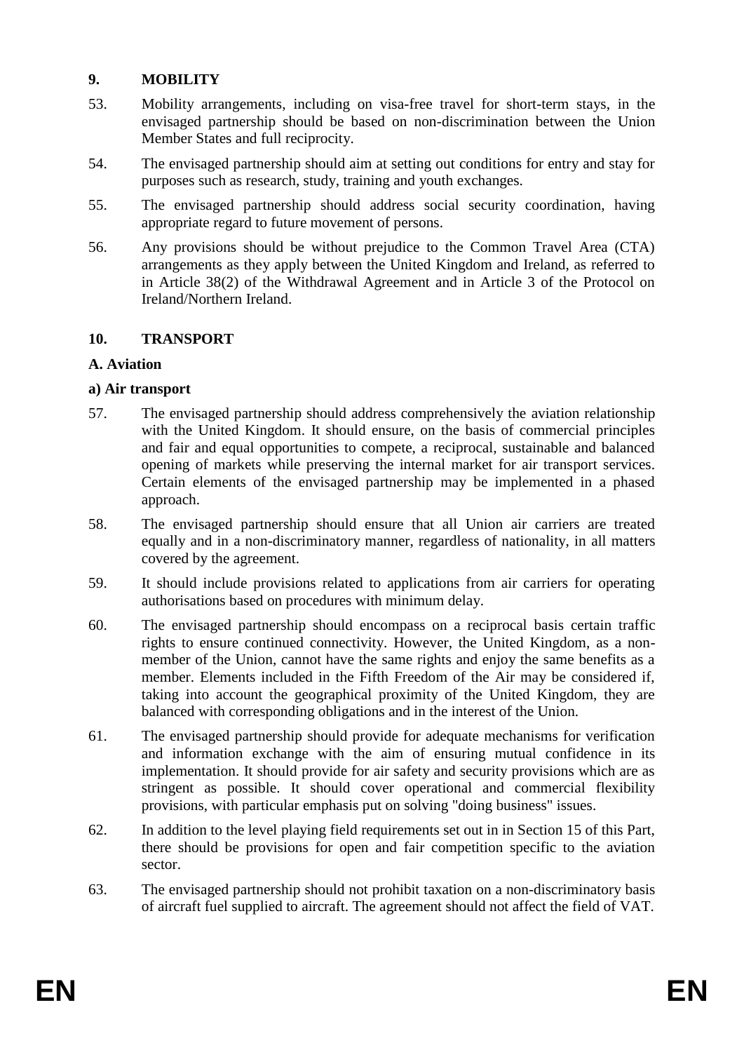## 9. MOBILITY

53. Mobility arrangements, including on visa-free travel for short-term stays, in the envisaged partnership should be based on non-discrimination between the Union Member States and full reciprocity.

54. The envisaged partnership should aim at setting out conditions for entry and stay for purposes such as research, study, training and youth exchanges.

55. The envisaged partnership should address social security coordination, having appropriate regard to future movement of persons.

56. Any provisions should be without prejudice to the Common Travel Area (CTA) arrangements as they apply between the United Kingdom and Ireland, as referred to in Article 38(2) of the Withdrawal Agreement and in Article 3 of the Protocol on Ireland/Northern Ireland.

## 10. TRANSPORT

### A. Aviation

#### a) Air transport

57. The envisaged partnership should address comprehensively the aviation relationship with the United Kingdom. It should ensure, on the basis of commercial principles and fair and equal opportunities to compete, a reciprocal, sustainable and balanced opening of markets while preserving the internal market for air transport services. Certain elements of the envisaged partnership may be implemented in a phased approach.

58. The envisaged partnership should ensure that all Union air carriers are treated equally and in a non-discriminatory manner, regardless of nationality, in all matters covered by the agreement.

59. It should include provisions related to applications from air carriers for operating authorisations based on procedures with minimum delay.

60. The envisaged partnership should encompass on a reciprocal basis certain traffic rights to ensure continued connectivity. However, the United Kingdom, as a non-member of the Union, cannot have the same rights and enjoy the same benefits as a member. Elements included in the Fifth Freedom of the Air may be considered if, taking into account the geographical proximity of the United Kingdom, they are balanced with corresponding obligations and in the interest of the Union.

61. The envisaged partnership should provide for adequate mechanisms for verification and information exchange with the aim of ensuring mutual confidence in its implementation. It should provide for air safety and security provisions which are as stringent as possible. It should cover operational and commercial flexibility provisions, with particular emphasis put on solving "doing business" issues.

62. In addition to the level playing field requirements set out in in Section 15 of this Part, there should be provisions for open and fair competition specific to the aviation sector.

63. The envisaged partnership should not prohibit taxation on a non-discriminatory basis of aircraft fuel supplied to aircraft. The agreement should not affect the field of VAT.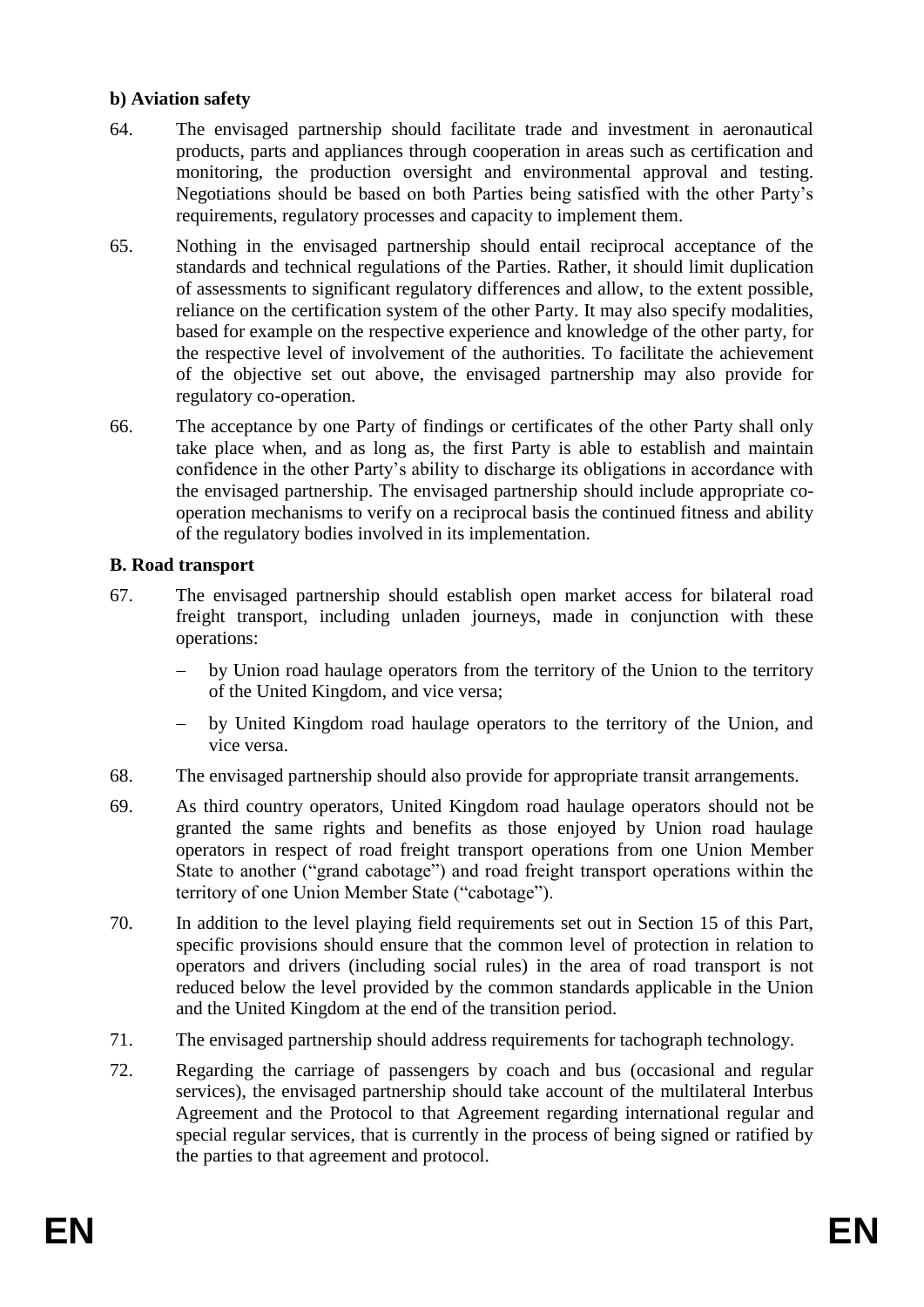**b) Aviation safety**

64. The envisaged partnership should facilitate trade and investment in aeronautical products, parts and appliances through cooperation in areas such as certification and monitoring, the production oversight and environmental approval and testing. Negotiations should be based on both Parties being satisfied with the other Party's requirements, regulatory processes and capacity to implement them.

65. Nothing in the envisaged partnership should entail reciprocal acceptance of the standards and technical regulations of the Parties. Rather, it should limit duplication of assessments to significant regulatory differences and allow, to the extent possible, reliance on the certification system of the other Party. It may also specify modalities, based for example on the respective experience and knowledge of the other party, for the respective level of involvement of the authorities. To facilitate the achievement of the objective set out above, the envisaged partnership may also provide for regulatory co-operation.

66. The acceptance by one Party of findings or certificates of the other Party shall only take place when, and as long as, the first Party is able to establish and maintain confidence in the other Party's ability to discharge its obligations in accordance with the envisaged partnership. The envisaged partnership should include appropriate co-operation mechanisms to verify on a reciprocal basis the continued fitness and ability of the regulatory bodies involved in its implementation.

**B. Road transport**

67. The envisaged partnership should establish open market access for bilateral road freight transport, including unladen journeys, made in conjunction with these operations:

    - by Union road haulage operators from the territory of the Union to the territory of the United Kingdom, and vice versa;
    - by United Kingdom road haulage operators to the territory of the Union, and vice versa.

68. The envisaged partnership should also provide for appropriate transit arrangements.

69. As third country operators, United Kingdom road haulage operators should not be granted the same rights and benefits as those enjoyed by Union road haulage operators in respect of road freight transport operations from one Union Member State to another ("grand cabotage") and road freight transport operations within the territory of one Union Member State ("cabotage").

70. In addition to the level playing field requirements set out in Section 15 of this Part, specific provisions should ensure that the common level of protection in relation to operators and drivers (including social rules) in the area of road transport is not reduced below the level provided by the common standards applicable in the Union and the United Kingdom at the end of the transition period.

71. The envisaged partnership should address requirements for tachograph technology.

72. Regarding the carriage of passengers by coach and bus (occasional and regular services), the envisaged partnership should take account of the multilateral Interbus Agreement and the Protocol to that Agreement regarding international regular and special regular services, that is currently in the process of being signed or ratified by the parties to that agreement and protocol.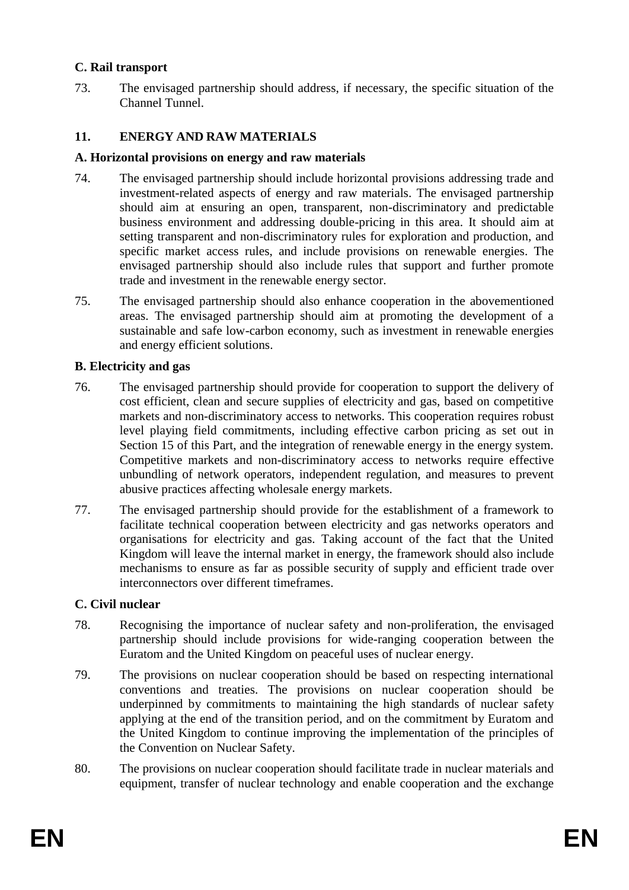### C. Rail transport

73. The envisaged partnership should address, if necessary, the specific situation of the Channel Tunnel.

## 11. ENERGY AND RAW MATERIALS

### A. Horizontal provisions on energy and raw materials

74. The envisaged partnership should include horizontal provisions addressing trade and investment-related aspects of energy and raw materials. The envisaged partnership should aim at ensuring an open, transparent, non-discriminatory and predictable business environment and addressing double-pricing in this area. It should aim at setting transparent and non-discriminatory rules for exploration and production, and specific market access rules, and include provisions on renewable energies. The envisaged partnership should also include rules that support and further promote trade and investment in the renewable energy sector.

75. The envisaged partnership should also enhance cooperation in the abovementioned areas. The envisaged partnership should aim at promoting the development of a sustainable and safe low-carbon economy, such as investment in renewable energies and energy efficient solutions.

### B. Electricity and gas

76. The envisaged partnership should provide for cooperation to support the delivery of cost efficient, clean and secure supplies of electricity and gas, based on competitive markets and non-discriminatory access to networks. This cooperation requires robust level playing field commitments, including effective carbon pricing as set out in Section 15 of this Part, and the integration of renewable energy in the energy system. Competitive markets and non-discriminatory access to networks require effective unbundling of network operators, independent regulation, and measures to prevent abusive practices affecting wholesale energy markets.

77. The envisaged partnership should provide for the establishment of a framework to facilitate technical cooperation between electricity and gas networks operators and organisations for electricity and gas. Taking account of the fact that the United Kingdom will leave the internal market in energy, the framework should also include mechanisms to ensure as far as possible security of supply and efficient trade over interconnectors over different timeframes.

### C. Civil nuclear

78. Recognising the importance of nuclear safety and non-proliferation, the envisaged partnership should include provisions for wide-ranging cooperation between the Euratom and the United Kingdom on peaceful uses of nuclear energy.

79. The provisions on nuclear cooperation should be based on respecting international conventions and treaties. The provisions on nuclear cooperation should be underpinned by commitments to maintaining the high standards of nuclear safety applying at the end of the transition period, and on the commitment by Euratom and the United Kingdom to continue improving the implementation of the principles of the Convention on Nuclear Safety.

80. The provisions on nuclear cooperation should facilitate trade in nuclear materials and equipment, transfer of nuclear technology and enable cooperation and the exchange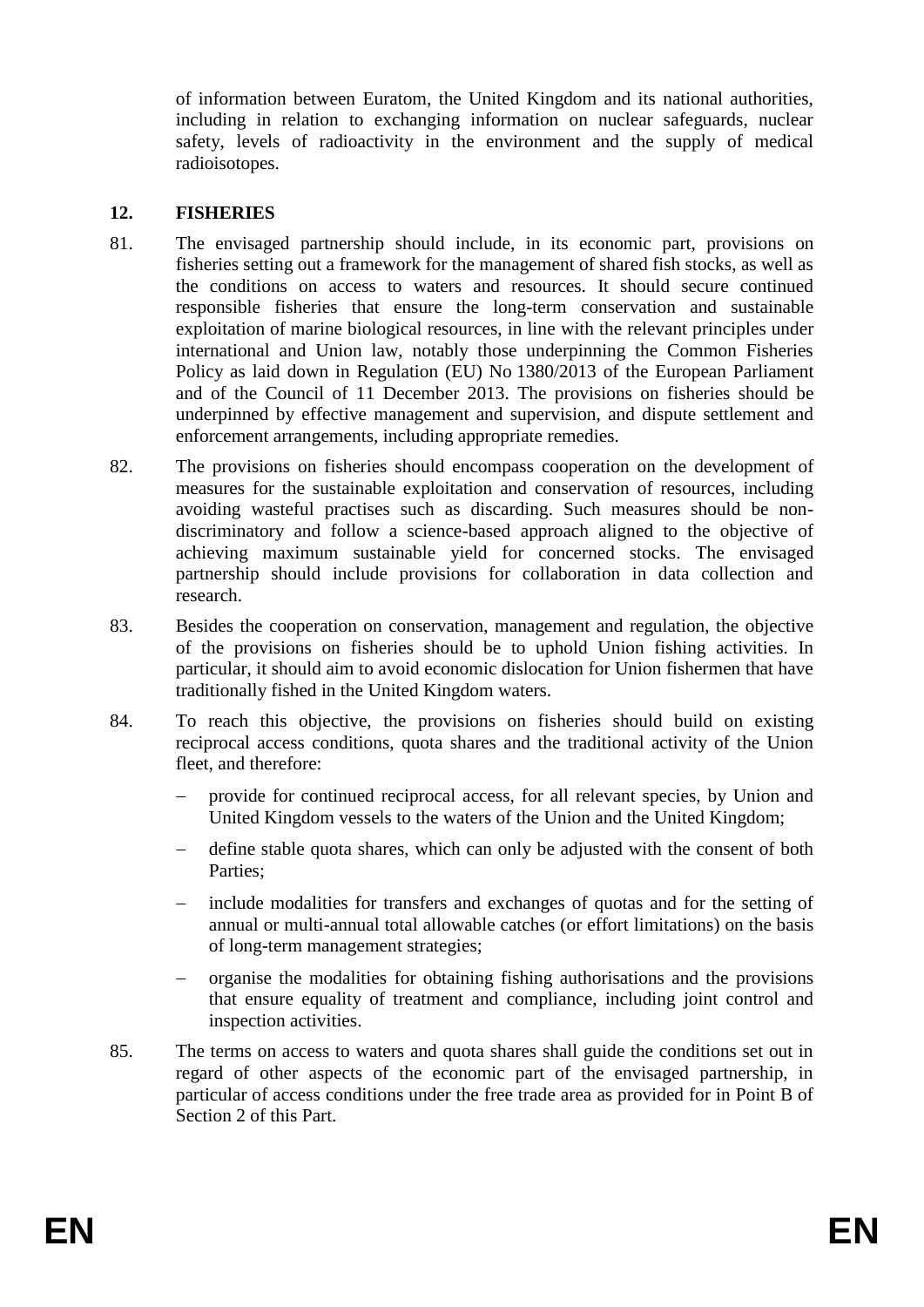of information between Euratom, the United Kingdom and its national authorities, including in relation to exchanging information on nuclear safeguards, nuclear safety, levels of radioactivity in the environment and the supply of medical radioisotopes.

## 12. FISHERIES

81. The envisaged partnership should include, in its economic part, provisions on fisheries setting out a framework for the management of shared fish stocks, as well as the conditions on access to waters and resources. It should secure continued responsible fisheries that ensure the long-term conservation and sustainable exploitation of marine biological resources, in line with the relevant principles under international and Union law, notably those underpinning the Common Fisheries Policy as laid down in Regulation (EU) No 1380/2013 of the European Parliament and of the Council of 11 December 2013. The provisions on fisheries should be underpinned by effective management and supervision, and dispute settlement and enforcement arrangements, including appropriate remedies.

82. The provisions on fisheries should encompass cooperation on the development of measures for the sustainable exploitation and conservation of resources, including avoiding wasteful practises such as discarding. Such measures should be non-discriminatory and follow a science-based approach aligned to the objective of achieving maximum sustainable yield for concerned stocks. The envisaged partnership should include provisions for collaboration in data collection and research.

83. Besides the cooperation on conservation, management and regulation, the objective of the provisions on fisheries should be to uphold Union fishing activities. In particular, it should aim to avoid economic dislocation for Union fishermen that have traditionally fished in the United Kingdom waters.

84. To reach this objective, the provisions on fisheries should build on existing reciprocal access conditions, quota shares and the traditional activity of the Union fleet, and therefore:

   - provide for continued reciprocal access, for all relevant species, by Union and United Kingdom vessels to the waters of the Union and the United Kingdom;
   - define stable quota shares, which can only be adjusted with the consent of both Parties;
   - include modalities for transfers and exchanges of quotas and for the setting of annual or multi-annual total allowable catches (or effort limitations) on the basis of long-term management strategies;
   - organise the modalities for obtaining fishing authorisations and the provisions that ensure equality of treatment and compliance, including joint control and inspection activities.

85. The terms on access to waters and quota shares shall guide the conditions set out in regard of other aspects of the economic part of the envisaged partnership, in particular of access conditions under the free trade area as provided for in Point B of Section 2 of this Part.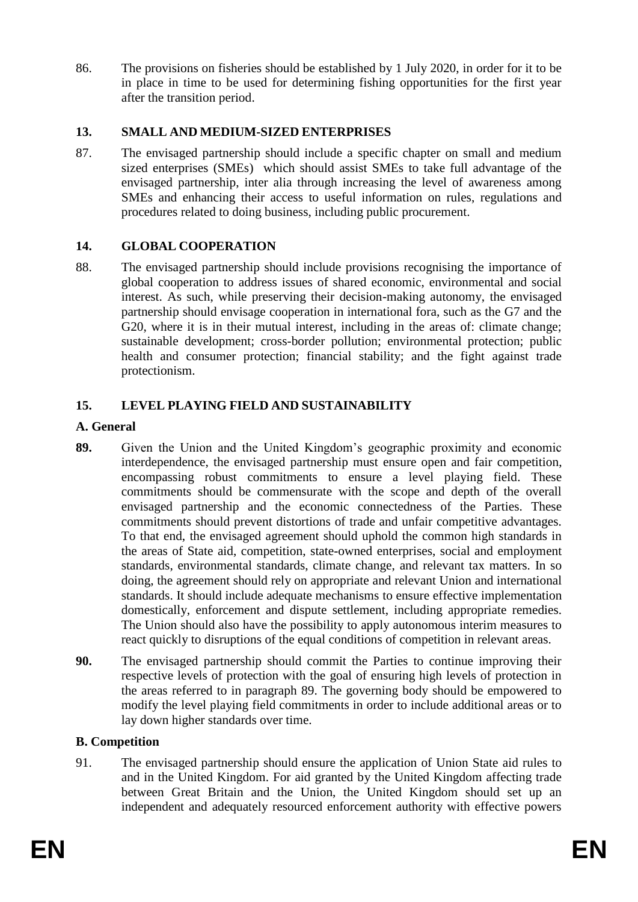86. The provisions on fisheries should be established by 1 July 2020, in order for it to be in place in time to be used for determining fishing opportunities for the first year after the transition period.

## 13. SMALL AND MEDIUM-SIZED ENTERPRISES

87. The envisaged partnership should include a specific chapter on small and medium sized enterprises (SMEs) which should assist SMEs to take full advantage of the envisaged partnership, inter alia through increasing the level of awareness among SMEs and enhancing their access to useful information on rules, regulations and procedures related to doing business, including public procurement.

## 14. GLOBAL COOPERATION

88. The envisaged partnership should include provisions recognising the importance of global cooperation to address issues of shared economic, environmental and social interest. As such, while preserving their decision-making autonomy, the envisaged partnership should envisage cooperation in international fora, such as the G7 and the G20, where it is in their mutual interest, including in the areas of: climate change; sustainable development; cross-border pollution; environmental protection; public health and consumer protection; financial stability; and the fight against trade protectionism.

## 15. LEVEL PLAYING FIELD AND SUSTAINABILITY

### A. General

**89.** Given the Union and the United Kingdom's geographic proximity and economic interdependence, the envisaged partnership must ensure open and fair competition, encompassing robust commitments to ensure a level playing field. These commitments should be commensurate with the scope and depth of the overall envisaged partnership and the economic connectedness of the Parties. These commitments should prevent distortions of trade and unfair competitive advantages. To that end, the envisaged agreement should uphold the common high standards in the areas of State aid, competition, state-owned enterprises, social and employment standards, environmental standards, climate change, and relevant tax matters. In so doing, the agreement should rely on appropriate and relevant Union and international standards. It should include adequate mechanisms to ensure effective implementation domestically, enforcement and dispute settlement, including appropriate remedies. The Union should also have the possibility to apply autonomous interim measures to react quickly to disruptions of the equal conditions of competition in relevant areas.

**90.** The envisaged partnership should commit the Parties to continue improving their respective levels of protection with the goal of ensuring high levels of protection in the areas referred to in paragraph 89. The governing body should be empowered to modify the level playing field commitments in order to include additional areas or to lay down higher standards over time.

### B. Competition

91. The envisaged partnership should ensure the application of Union State aid rules to and in the United Kingdom. For aid granted by the United Kingdom affecting trade between Great Britain and the Union, the United Kingdom should set up an independent and adequately resourced enforcement authority with effective powers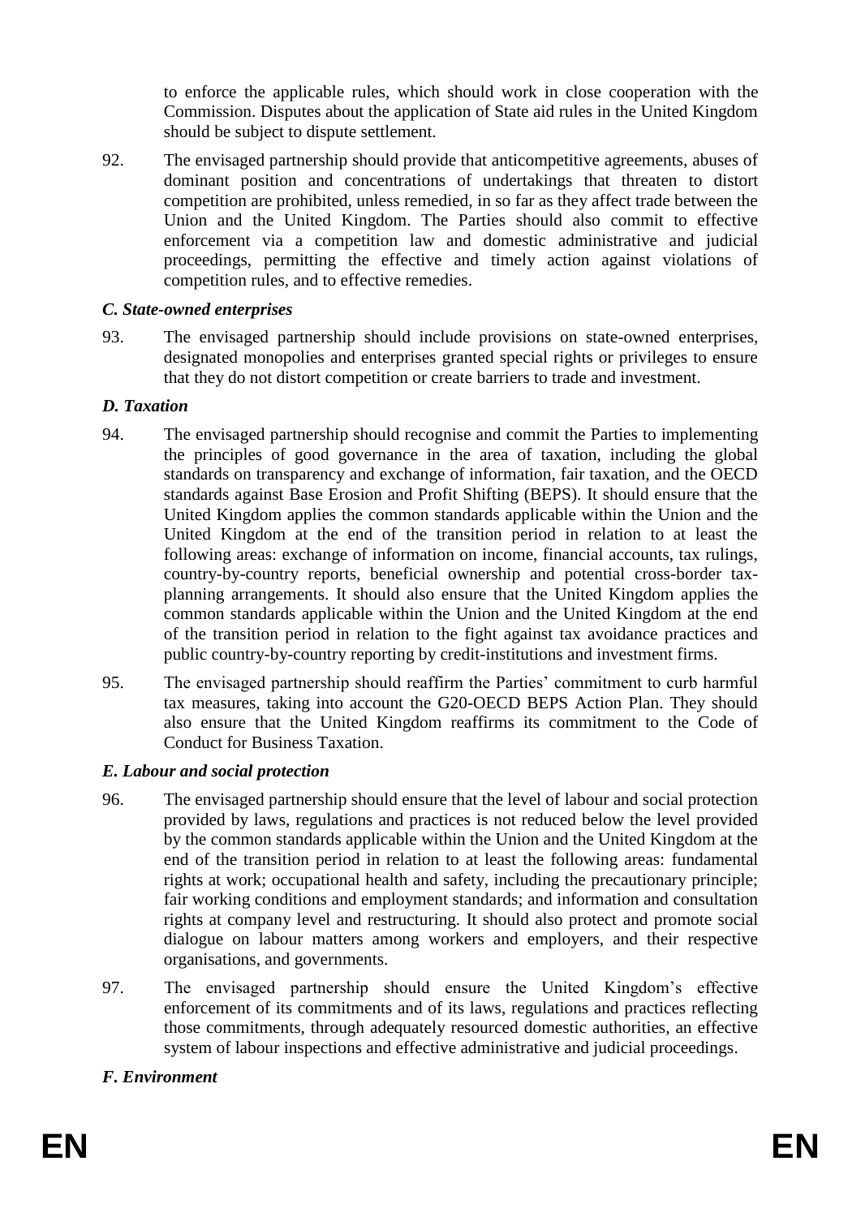to enforce the applicable rules, which should work in close cooperation with the Commission. Disputes about the application of State aid rules in the United Kingdom should be subject to dispute settlement.

92. The envisaged partnership should provide that anticompetitive agreements, abuses of dominant position and concentrations of undertakings that threaten to distort competition are prohibited, unless remedied, in so far as they affect trade between the Union and the United Kingdom. The Parties should also commit to effective enforcement via a competition law and domestic administrative and judicial proceedings, permitting the effective and timely action against violations of competition rules, and to effective remedies.

### *C. State-owned enterprises*

93. The envisaged partnership should include provisions on state-owned enterprises, designated monopolies and enterprises granted special rights or privileges to ensure that they do not distort competition or create barriers to trade and investment.

### *D. Taxation*

94. The envisaged partnership should recognise and commit the Parties to implementing the principles of good governance in the area of taxation, including the global standards on transparency and exchange of information, fair taxation, and the OECD standards against Base Erosion and Profit Shifting (BEPS). It should ensure that the United Kingdom applies the common standards applicable within the Union and the United Kingdom at the end of the transition period in relation to at least the following areas: exchange of information on income, financial accounts, tax rulings, country-by-country reports, beneficial ownership and potential cross-border tax-planning arrangements. It should also ensure that the United Kingdom applies the common standards applicable within the Union and the United Kingdom at the end of the transition period in relation to the fight against tax avoidance practices and public country-by-country reporting by credit-institutions and investment firms.

95. The envisaged partnership should reaffirm the Parties' commitment to curb harmful tax measures, taking into account the G20-OECD BEPS Action Plan. They should also ensure that the United Kingdom reaffirms its commitment to the Code of Conduct for Business Taxation.

### *E. Labour and social protection*

96. The envisaged partnership should ensure that the level of labour and social protection provided by laws, regulations and practices is not reduced below the level provided by the common standards applicable within the Union and the United Kingdom at the end of the transition period in relation to at least the following areas: fundamental rights at work; occupational health and safety, including the precautionary principle; fair working conditions and employment standards; and information and consultation rights at company level and restructuring. It should also protect and promote social dialogue on labour matters among workers and employers, and their respective organisations, and governments.

97. The envisaged partnership should ensure the United Kingdom's effective enforcement of its commitments and of its laws, regulations and practices reflecting those commitments, through adequately resourced domestic authorities, an effective system of labour inspections and effective administrative and judicial proceedings.

### *F. Environment*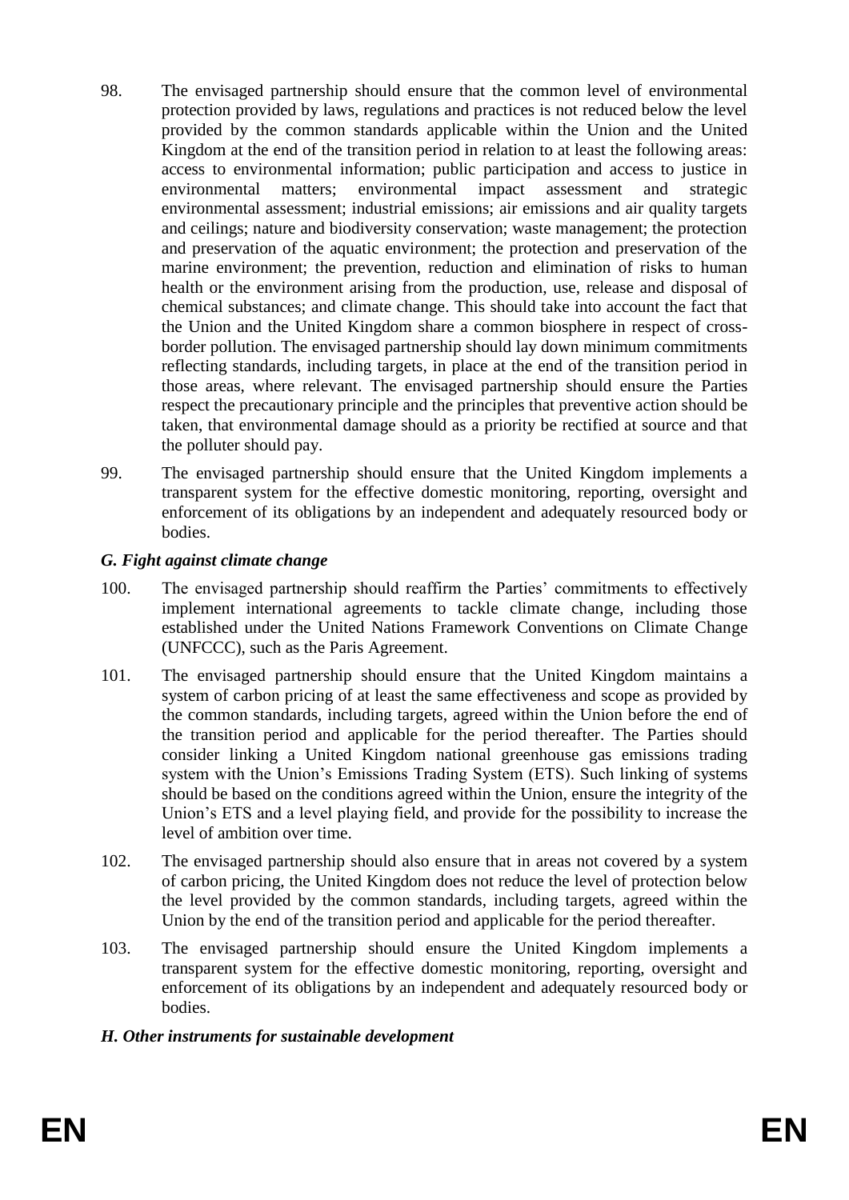98. The envisaged partnership should ensure that the common level of environmental protection provided by laws, regulations and practices is not reduced below the level provided by the common standards applicable within the Union and the United Kingdom at the end of the transition period in relation to at least the following areas: access to environmental information; public participation and access to justice in environmental matters; environmental impact assessment and strategic environmental assessment; industrial emissions; air emissions and air quality targets and ceilings; nature and biodiversity conservation; waste management; the protection and preservation of the aquatic environment; the protection and preservation of the marine environment; the prevention, reduction and elimination of risks to human health or the environment arising from the production, use, release and disposal of chemical substances; and climate change. This should take into account the fact that the Union and the United Kingdom share a common biosphere in respect of cross-border pollution. The envisaged partnership should lay down minimum commitments reflecting standards, including targets, in place at the end of the transition period in those areas, where relevant. The envisaged partnership should ensure the Parties respect the precautionary principle and the principles that preventive action should be taken, that environmental damage should as a priority be rectified at source and that the polluter should pay.

99. The envisaged partnership should ensure that the United Kingdom implements a transparent system for the effective domestic monitoring, reporting, oversight and enforcement of its obligations by an independent and adequately resourced body or bodies.

### *G. Fight against climate change*

100. The envisaged partnership should reaffirm the Parties' commitments to effectively implement international agreements to tackle climate change, including those established under the United Nations Framework Conventions on Climate Change (UNFCCC), such as the Paris Agreement.

101. The envisaged partnership should ensure that the United Kingdom maintains a system of carbon pricing of at least the same effectiveness and scope as provided by the common standards, including targets, agreed within the Union before the end of the transition period and applicable for the period thereafter. The Parties should consider linking a United Kingdom national greenhouse gas emissions trading system with the Union's Emissions Trading System (ETS). Such linking of systems should be based on the conditions agreed within the Union, ensure the integrity of the Union's ETS and a level playing field, and provide for the possibility to increase the level of ambition over time.

102. The envisaged partnership should also ensure that in areas not covered by a system of carbon pricing, the United Kingdom does not reduce the level of protection below the level provided by the common standards, including targets, agreed within the Union by the end of the transition period and applicable for the period thereafter.

103. The envisaged partnership should ensure the United Kingdom implements a transparent system for the effective domestic monitoring, reporting, oversight and enforcement of its obligations by an independent and adequately resourced body or bodies.

### *H. Other instruments for sustainable development*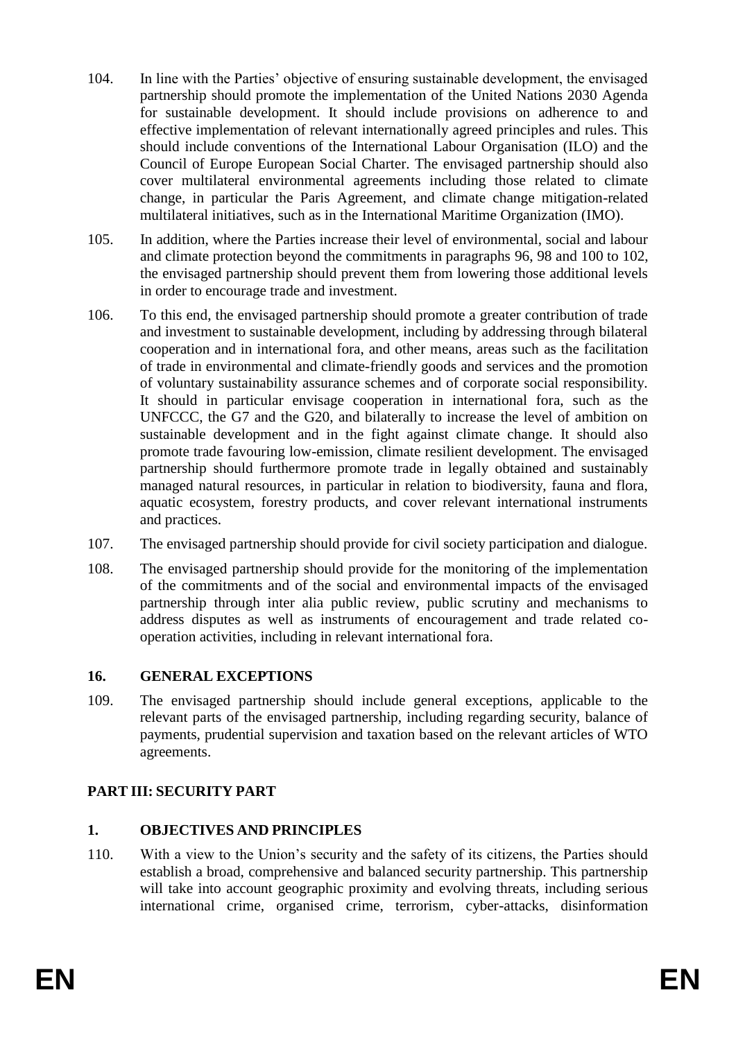104. In line with the Parties' objective of ensuring sustainable development, the envisaged partnership should promote the implementation of the United Nations 2030 Agenda for sustainable development. It should include provisions on adherence to and effective implementation of relevant internationally agreed principles and rules. This should include conventions of the International Labour Organisation (ILO) and the Council of Europe European Social Charter. The envisaged partnership should also cover multilateral environmental agreements including those related to climate change, in particular the Paris Agreement, and climate change mitigation-related multilateral initiatives, such as in the International Maritime Organization (IMO).

105. In addition, where the Parties increase their level of environmental, social and labour and climate protection beyond the commitments in paragraphs 96, 98 and 100 to 102, the envisaged partnership should prevent them from lowering those additional levels in order to encourage trade and investment.

106. To this end, the envisaged partnership should promote a greater contribution of trade and investment to sustainable development, including by addressing through bilateral cooperation and in international fora, and other means, areas such as the facilitation of trade in environmental and climate-friendly goods and services and the promotion of voluntary sustainability assurance schemes and of corporate social responsibility. It should in particular envisage cooperation in international fora, such as the UNFCCC, the G7 and the G20, and bilaterally to increase the level of ambition on sustainable development and in the fight against climate change. It should also promote trade favouring low-emission, climate resilient development. The envisaged partnership should furthermore promote trade in legally obtained and sustainably managed natural resources, in particular in relation to biodiversity, fauna and flora, aquatic ecosystem, forestry products, and cover relevant international instruments and practices.

107. The envisaged partnership should provide for civil society participation and dialogue.

108. The envisaged partnership should provide for the monitoring of the implementation of the commitments and of the social and environmental impacts of the envisaged partnership through inter alia public review, public scrutiny and mechanisms to address disputes as well as instruments of encouragement and trade related co-operation activities, including in relevant international fora.

## 16. GENERAL EXCEPTIONS

109. The envisaged partnership should include general exceptions, applicable to the relevant parts of the envisaged partnership, including regarding security, balance of payments, prudential supervision and taxation based on the relevant articles of WTO agreements.

# PART III: SECURITY PART

## 1. OBJECTIVES AND PRINCIPLES

110. With a view to the Union's security and the safety of its citizens, the Parties should establish a broad, comprehensive and balanced security partnership. This partnership will take into account geographic proximity and evolving threats, including serious international crime, organised crime, terrorism, cyber-attacks, disinformation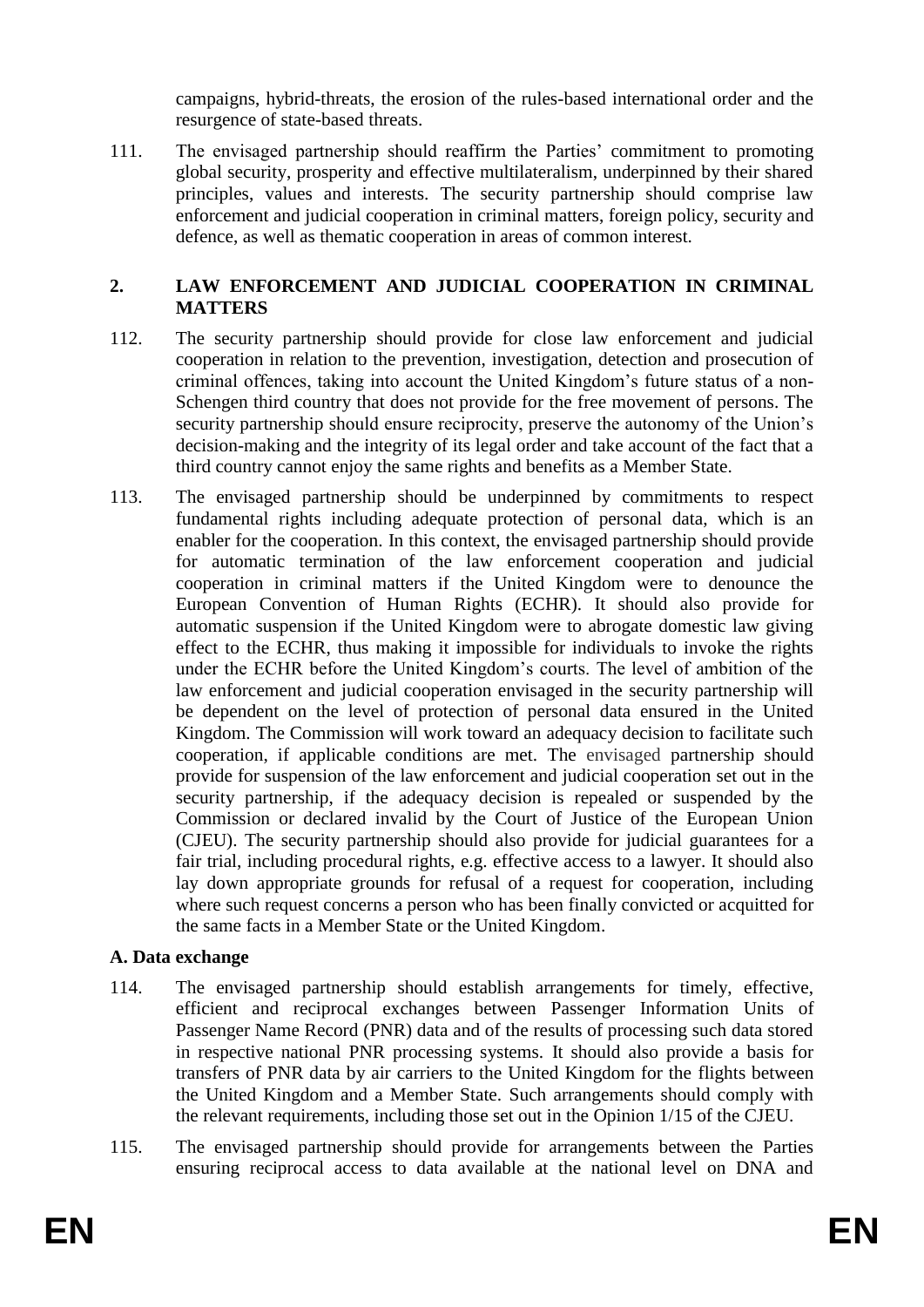campaigns, hybrid-threats, the erosion of the rules-based international order and the resurgence of state-based threats.

111. The envisaged partnership should reaffirm the Parties' commitment to promoting global security, prosperity and effective multilateralism, underpinned by their shared principles, values and interests. The security partnership should comprise law enforcement and judicial cooperation in criminal matters, foreign policy, security and defence, as well as thematic cooperation in areas of common interest.

## 2. LAW ENFORCEMENT AND JUDICIAL COOPERATION IN CRIMINAL MATTERS

112. The security partnership should provide for close law enforcement and judicial cooperation in relation to the prevention, investigation, detection and prosecution of criminal offences, taking into account the United Kingdom's future status of a non-Schengen third country that does not provide for the free movement of persons. The security partnership should ensure reciprocity, preserve the autonomy of the Union's decision-making and the integrity of its legal order and take account of the fact that a third country cannot enjoy the same rights and benefits as a Member State.

113. The envisaged partnership should be underpinned by commitments to respect fundamental rights including adequate protection of personal data, which is an enabler for the cooperation. In this context, the envisaged partnership should provide for automatic termination of the law enforcement cooperation and judicial cooperation in criminal matters if the United Kingdom were to denounce the European Convention of Human Rights (ECHR). It should also provide for automatic suspension if the United Kingdom were to abrogate domestic law giving effect to the ECHR, thus making it impossible for individuals to invoke the rights under the ECHR before the United Kingdom's courts. The level of ambition of the law enforcement and judicial cooperation envisaged in the security partnership will be dependent on the level of protection of personal data ensured in the United Kingdom. The Commission will work toward an adequacy decision to facilitate such cooperation, if applicable conditions are met. The envisaged partnership should provide for suspension of the law enforcement and judicial cooperation set out in the security partnership, if the adequacy decision is repealed or suspended by the Commission or declared invalid by the Court of Justice of the European Union (CJEU). The security partnership should also provide for judicial guarantees for a fair trial, including procedural rights, e.g. effective access to a lawyer. It should also lay down appropriate grounds for refusal of a request for cooperation, including where such request concerns a person who has been finally convicted or acquitted for the same facts in a Member State or the United Kingdom.

### A. Data exchange

114. The envisaged partnership should establish arrangements for timely, effective, efficient and reciprocal exchanges between Passenger Information Units of Passenger Name Record (PNR) data and of the results of processing such data stored in respective national PNR processing systems. It should also provide a basis for transfers of PNR data by air carriers to the United Kingdom for the flights between the United Kingdom and a Member State. Such arrangements should comply with the relevant requirements, including those set out in the Opinion 1/15 of the CJEU.

115. The envisaged partnership should provide for arrangements between the Parties ensuring reciprocal access to data available at the national level on DNA and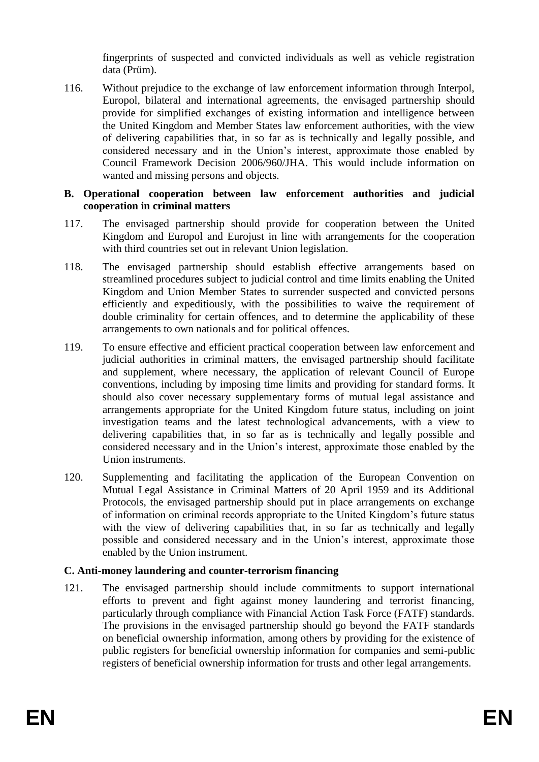fingerprints of suspected and convicted individuals as well as vehicle registration data (Prüm).

116. Without prejudice to the exchange of law enforcement information through Interpol, Europol, bilateral and international agreements, the envisaged partnership should provide for simplified exchanges of existing information and intelligence between the United Kingdom and Member States law enforcement authorities, with the view of delivering capabilities that, in so far as is technically and legally possible, and considered necessary and in the Union's interest, approximate those enabled by Council Framework Decision 2006/960/JHA. This would include information on wanted and missing persons and objects.

**B. Operational cooperation between law enforcement authorities and judicial cooperation in criminal matters**

117. The envisaged partnership should provide for cooperation between the United Kingdom and Europol and Eurojust in line with arrangements for the cooperation with third countries set out in relevant Union legislation.

118. The envisaged partnership should establish effective arrangements based on streamlined procedures subject to judicial control and time limits enabling the United Kingdom and Union Member States to surrender suspected and convicted persons efficiently and expeditiously, with the possibilities to waive the requirement of double criminality for certain offences, and to determine the applicability of these arrangements to own nationals and for political offences.

119. To ensure effective and efficient practical cooperation between law enforcement and judicial authorities in criminal matters, the envisaged partnership should facilitate and supplement, where necessary, the application of relevant Council of Europe conventions, including by imposing time limits and providing for standard forms. It should also cover necessary supplementary forms of mutual legal assistance and arrangements appropriate for the United Kingdom future status, including on joint investigation teams and the latest technological advancements, with a view to delivering capabilities that, in so far as is technically and legally possible and considered necessary and in the Union's interest, approximate those enabled by the Union instruments.

120. Supplementing and facilitating the application of the European Convention on Mutual Legal Assistance in Criminal Matters of 20 April 1959 and its Additional Protocols, the envisaged partnership should put in place arrangements on exchange of information on criminal records appropriate to the United Kingdom's future status with the view of delivering capabilities that, in so far as technically and legally possible and considered necessary and in the Union's interest, approximate those enabled by the Union instrument.

**C. Anti-money laundering and counter-terrorism financing**

121. The envisaged partnership should include commitments to support international efforts to prevent and fight against money laundering and terrorist financing, particularly through compliance with Financial Action Task Force (FATF) standards. The provisions in the envisaged partnership should go beyond the FATF standards on beneficial ownership information, among others by providing for the existence of public registers for beneficial ownership information for companies and semi-public registers of beneficial ownership information for trusts and other legal arrangements.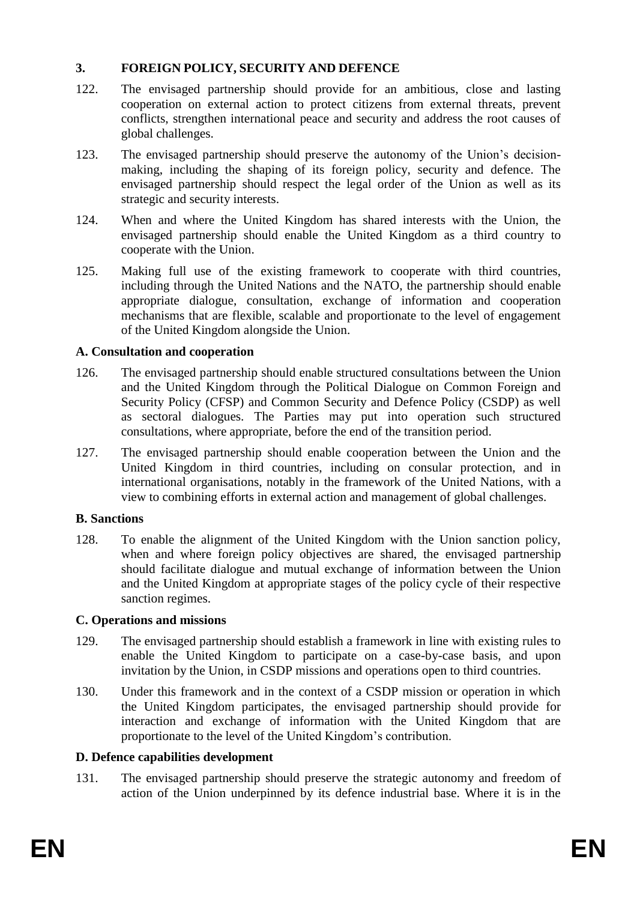## 3. FOREIGN POLICY, SECURITY AND DEFENCE

122. The envisaged partnership should provide for an ambitious, close and lasting cooperation on external action to protect citizens from external threats, prevent conflicts, strengthen international peace and security and address the root causes of global challenges.

123. The envisaged partnership should preserve the autonomy of the Union's decision-making, including the shaping of its foreign policy, security and defence. The envisaged partnership should respect the legal order of the Union as well as its strategic and security interests.

124. When and where the United Kingdom has shared interests with the Union, the envisaged partnership should enable the United Kingdom as a third country to cooperate with the Union.

125. Making full use of the existing framework to cooperate with third countries, including through the United Nations and the NATO, the partnership should enable appropriate dialogue, consultation, exchange of information and cooperation mechanisms that are flexible, scalable and proportionate to the level of engagement of the United Kingdom alongside the Union.

### A. Consultation and cooperation

126. The envisaged partnership should enable structured consultations between the Union and the United Kingdom through the Political Dialogue on Common Foreign and Security Policy (CFSP) and Common Security and Defence Policy (CSDP) as well as sectoral dialogues. The Parties may put into operation such structured consultations, where appropriate, before the end of the transition period.

127. The envisaged partnership should enable cooperation between the Union and the United Kingdom in third countries, including on consular protection, and in international organisations, notably in the framework of the United Nations, with a view to combining efforts in external action and management of global challenges.

### B. Sanctions

128. To enable the alignment of the United Kingdom with the Union sanction policy, when and where foreign policy objectives are shared, the envisaged partnership should facilitate dialogue and mutual exchange of information between the Union and the United Kingdom at appropriate stages of the policy cycle of their respective sanction regimes.

### C. Operations and missions

129. The envisaged partnership should establish a framework in line with existing rules to enable the United Kingdom to participate on a case-by-case basis, and upon invitation by the Union, in CSDP missions and operations open to third countries.

130. Under this framework and in the context of a CSDP mission or operation in which the United Kingdom participates, the envisaged partnership should provide for interaction and exchange of information with the United Kingdom that are proportionate to the level of the United Kingdom's contribution.

### D. Defence capabilities development

131. The envisaged partnership should preserve the strategic autonomy and freedom of action of the Union underpinned by its defence industrial base. Where it is in the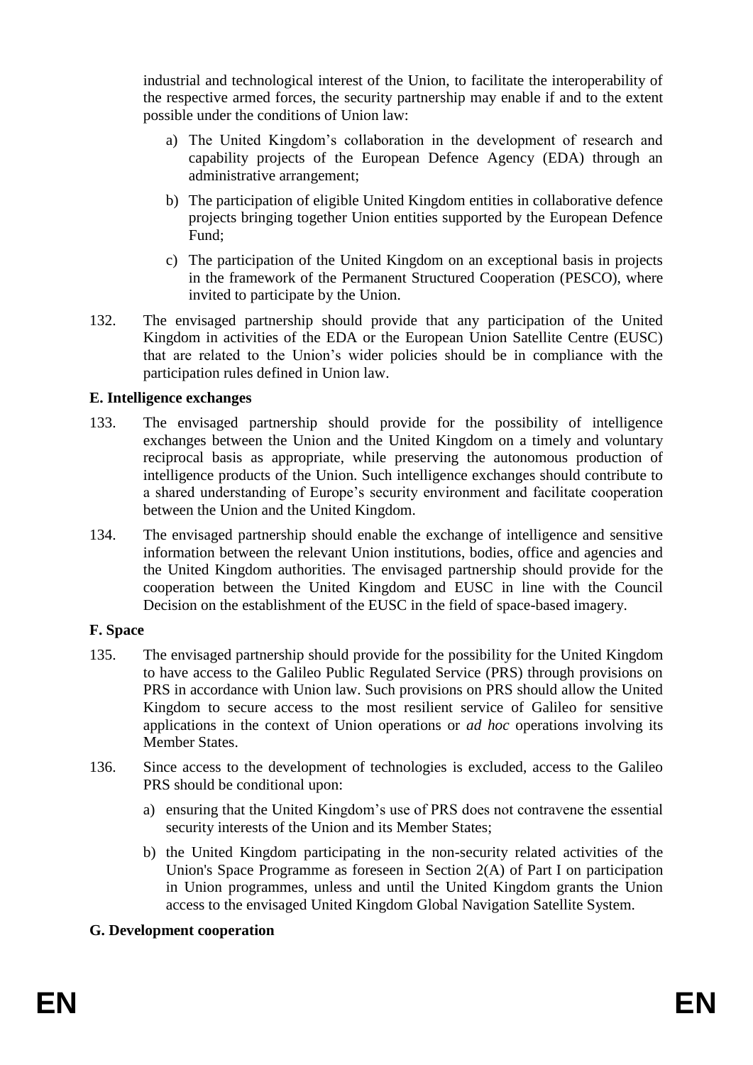industrial and technological interest of the Union, to facilitate the interoperability of the respective armed forces, the security partnership may enable if and to the extent possible under the conditions of Union law:

a) The United Kingdom's collaboration in the development of research and capability projects of the European Defence Agency (EDA) through an administrative arrangement;

b) The participation of eligible United Kingdom entities in collaborative defence projects bringing together Union entities supported by the European Defence Fund;

c) The participation of the United Kingdom on an exceptional basis in projects in the framework of the Permanent Structured Cooperation (PESCO), where invited to participate by the Union.

132. The envisaged partnership should provide that any participation of the United Kingdom in activities of the EDA or the European Union Satellite Centre (EUSC) that are related to the Union's wider policies should be in compliance with the participation rules defined in Union law.

**E. Intelligence exchanges**

133. The envisaged partnership should provide for the possibility of intelligence exchanges between the Union and the United Kingdom on a timely and voluntary reciprocal basis as appropriate, while preserving the autonomous production of intelligence products of the Union. Such intelligence exchanges should contribute to a shared understanding of Europe's security environment and facilitate cooperation between the Union and the United Kingdom.

134. The envisaged partnership should enable the exchange of intelligence and sensitive information between the relevant Union institutions, bodies, office and agencies and the United Kingdom authorities. The envisaged partnership should provide for the cooperation between the United Kingdom and EUSC in line with the Council Decision on the establishment of the EUSC in the field of space-based imagery.

**F. Space**

135. The envisaged partnership should provide for the possibility for the United Kingdom to have access to the Galileo Public Regulated Service (PRS) through provisions on PRS in accordance with Union law. Such provisions on PRS should allow the United Kingdom to secure access to the most resilient service of Galileo for sensitive applications in the context of Union operations or *ad hoc* operations involving its Member States.

136. Since access to the development of technologies is excluded, access to the Galileo PRS should be conditional upon:

a) ensuring that the United Kingdom's use of PRS does not contravene the essential security interests of the Union and its Member States;

b) the United Kingdom participating in the non-security related activities of the Union's Space Programme as foreseen in Section 2(A) of Part I on participation in Union programmes, unless and until the United Kingdom grants the Union access to the envisaged United Kingdom Global Navigation Satellite System.

**G. Development cooperation**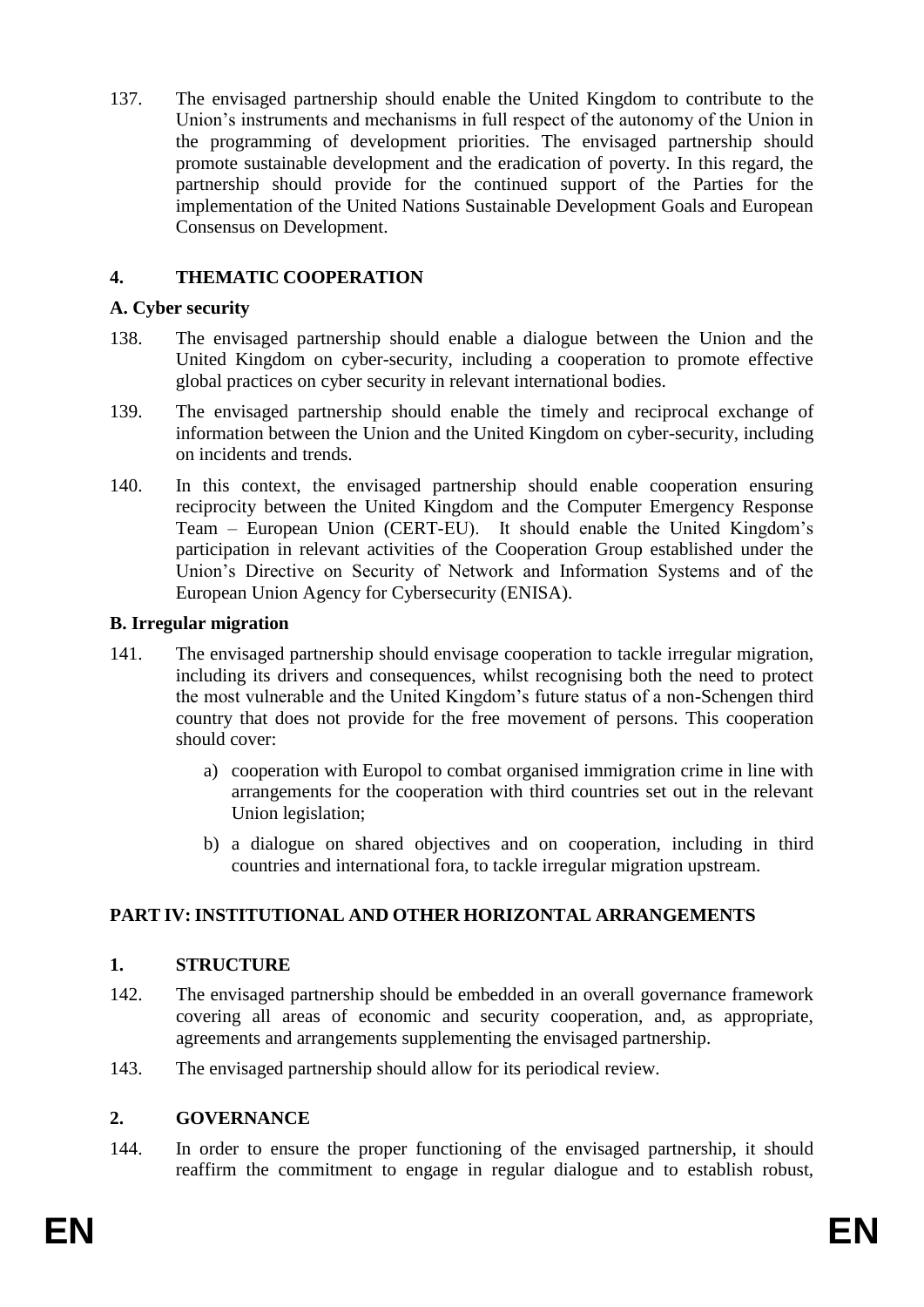137. The envisaged partnership should enable the United Kingdom to contribute to the Union's instruments and mechanisms in full respect of the autonomy of the Union in the programming of development priorities. The envisaged partnership should promote sustainable development and the eradication of poverty. In this regard, the partnership should provide for the continued support of the Parties for the implementation of the United Nations Sustainable Development Goals and European Consensus on Development.

## 4. THEMATIC COOPERATION

### A. Cyber security

138. The envisaged partnership should enable a dialogue between the Union and the United Kingdom on cyber-security, including a cooperation to promote effective global practices on cyber security in relevant international bodies.

139. The envisaged partnership should enable the timely and reciprocal exchange of information between the Union and the United Kingdom on cyber-security, including on incidents and trends.

140. In this context, the envisaged partnership should enable cooperation ensuring reciprocity between the United Kingdom and the Computer Emergency Response Team – European Union (CERT-EU). It should enable the United Kingdom's participation in relevant activities of the Cooperation Group established under the Union's Directive on Security of Network and Information Systems and of the European Union Agency for Cybersecurity (ENISA).

### B. Irregular migration

141. The envisaged partnership should envisage cooperation to tackle irregular migration, including its drivers and consequences, whilst recognising both the need to protect the most vulnerable and the United Kingdom's future status of a non-Schengen third country that does not provide for the free movement of persons. This cooperation should cover:

    a) cooperation with Europol to combat organised immigration crime in line with arrangements for the cooperation with third countries set out in the relevant Union legislation;

    b) a dialogue on shared objectives and on cooperation, including in third countries and international fora, to tackle irregular migration upstream.

# PART IV: INSTITUTIONAL AND OTHER HORIZONTAL ARRANGEMENTS

## 1. STRUCTURE

142. The envisaged partnership should be embedded in an overall governance framework covering all areas of economic and security cooperation, and, as appropriate, agreements and arrangements supplementing the envisaged partnership.

143. The envisaged partnership should allow for its periodical review.

## 2. GOVERNANCE

144. In order to ensure the proper functioning of the envisaged partnership, it should reaffirm the commitment to engage in regular dialogue and to establish robust,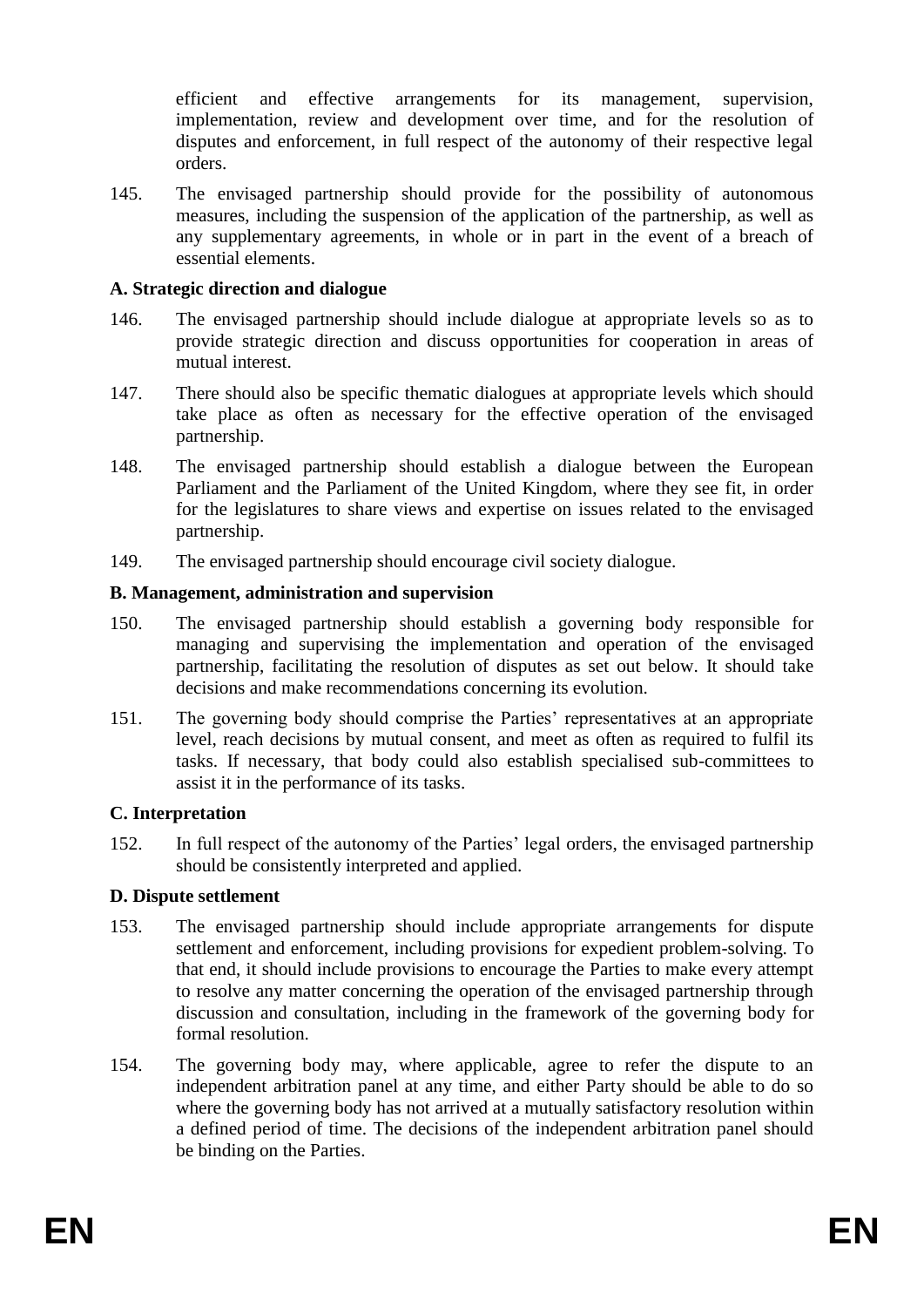efficient and effective arrangements for its management, supervision, implementation, review and development over time, and for the resolution of disputes and enforcement, in full respect of the autonomy of their respective legal orders.

145. The envisaged partnership should provide for the possibility of autonomous measures, including the suspension of the application of the partnership, as well as any supplementary agreements, in whole or in part in the event of a breach of essential elements.

### A. Strategic direction and dialogue

146. The envisaged partnership should include dialogue at appropriate levels so as to provide strategic direction and discuss opportunities for cooperation in areas of mutual interest.

147. There should also be specific thematic dialogues at appropriate levels which should take place as often as necessary for the effective operation of the envisaged partnership.

148. The envisaged partnership should establish a dialogue between the European Parliament and the Parliament of the United Kingdom, where they see fit, in order for the legislatures to share views and expertise on issues related to the envisaged partnership.

149. The envisaged partnership should encourage civil society dialogue.

### B. Management, administration and supervision

150. The envisaged partnership should establish a governing body responsible for managing and supervising the implementation and operation of the envisaged partnership, facilitating the resolution of disputes as set out below. It should take decisions and make recommendations concerning its evolution.

151. The governing body should comprise the Parties' representatives at an appropriate level, reach decisions by mutual consent, and meet as often as required to fulfil its tasks. If necessary, that body could also establish specialised sub-committees to assist it in the performance of its tasks.

### C. Interpretation

152. In full respect of the autonomy of the Parties' legal orders, the envisaged partnership should be consistently interpreted and applied.

### D. Dispute settlement

153. The envisaged partnership should include appropriate arrangements for dispute settlement and enforcement, including provisions for expedient problem-solving. To that end, it should include provisions to encourage the Parties to make every attempt to resolve any matter concerning the operation of the envisaged partnership through discussion and consultation, including in the framework of the governing body for formal resolution.

154. The governing body may, where applicable, agree to refer the dispute to an independent arbitration panel at any time, and either Party should be able to do so where the governing body has not arrived at a mutually satisfactory resolution within a defined period of time. The decisions of the independent arbitration panel should be binding on the Parties.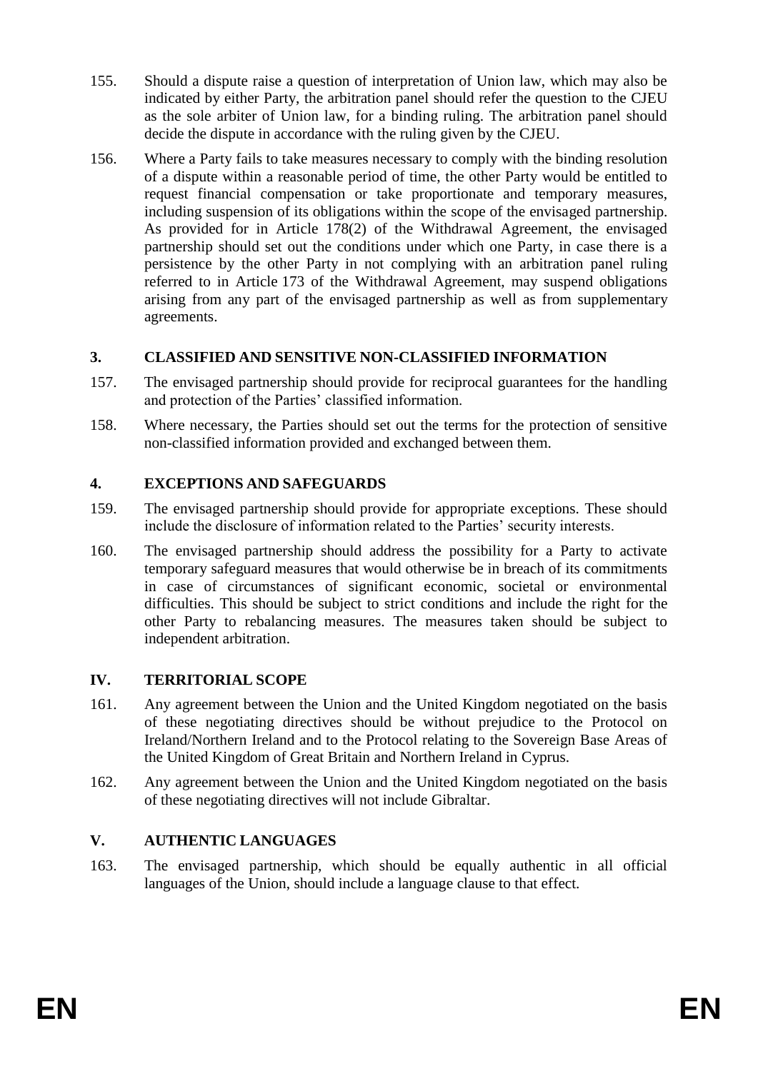155. Should a dispute raise a question of interpretation of Union law, which may also be indicated by either Party, the arbitration panel should refer the question to the CJEU as the sole arbiter of Union law, for a binding ruling. The arbitration panel should decide the dispute in accordance with the ruling given by the CJEU.

156. Where a Party fails to take measures necessary to comply with the binding resolution of a dispute within a reasonable period of time, the other Party would be entitled to request financial compensation or take proportionate and temporary measures, including suspension of its obligations within the scope of the envisaged partnership. As provided for in Article 178(2) of the Withdrawal Agreement, the envisaged partnership should set out the conditions under which one Party, in case there is a persistence by the other Party in not complying with an arbitration panel ruling referred to in Article 173 of the Withdrawal Agreement, may suspend obligations arising from any part of the envisaged partnership as well as from supplementary agreements.

### 3. CLASSIFIED AND SENSITIVE NON-CLASSIFIED INFORMATION

157. The envisaged partnership should provide for reciprocal guarantees for the handling and protection of the Parties' classified information.

158. Where necessary, the Parties should set out the terms for the protection of sensitive non-classified information provided and exchanged between them.

### 4. EXCEPTIONS AND SAFEGUARDS

159. The envisaged partnership should provide for appropriate exceptions. These should include the disclosure of information related to the Parties' security interests.

160. The envisaged partnership should address the possibility for a Party to activate temporary safeguard measures that would otherwise be in breach of its commitments in case of circumstances of significant economic, societal or environmental difficulties. This should be subject to strict conditions and include the right for the other Party to rebalancing measures. The measures taken should be subject to independent arbitration.

## IV. TERRITORIAL SCOPE

161. Any agreement between the Union and the United Kingdom negotiated on the basis of these negotiating directives should be without prejudice to the Protocol on Ireland/Northern Ireland and to the Protocol relating to the Sovereign Base Areas of the United Kingdom of Great Britain and Northern Ireland in Cyprus.

162. Any agreement between the Union and the United Kingdom negotiated on the basis of these negotiating directives will not include Gibraltar.

## V. AUTHENTIC LANGUAGES

163. The envisaged partnership, which should be equally authentic in all official languages of the Union, should include a language clause to that effect.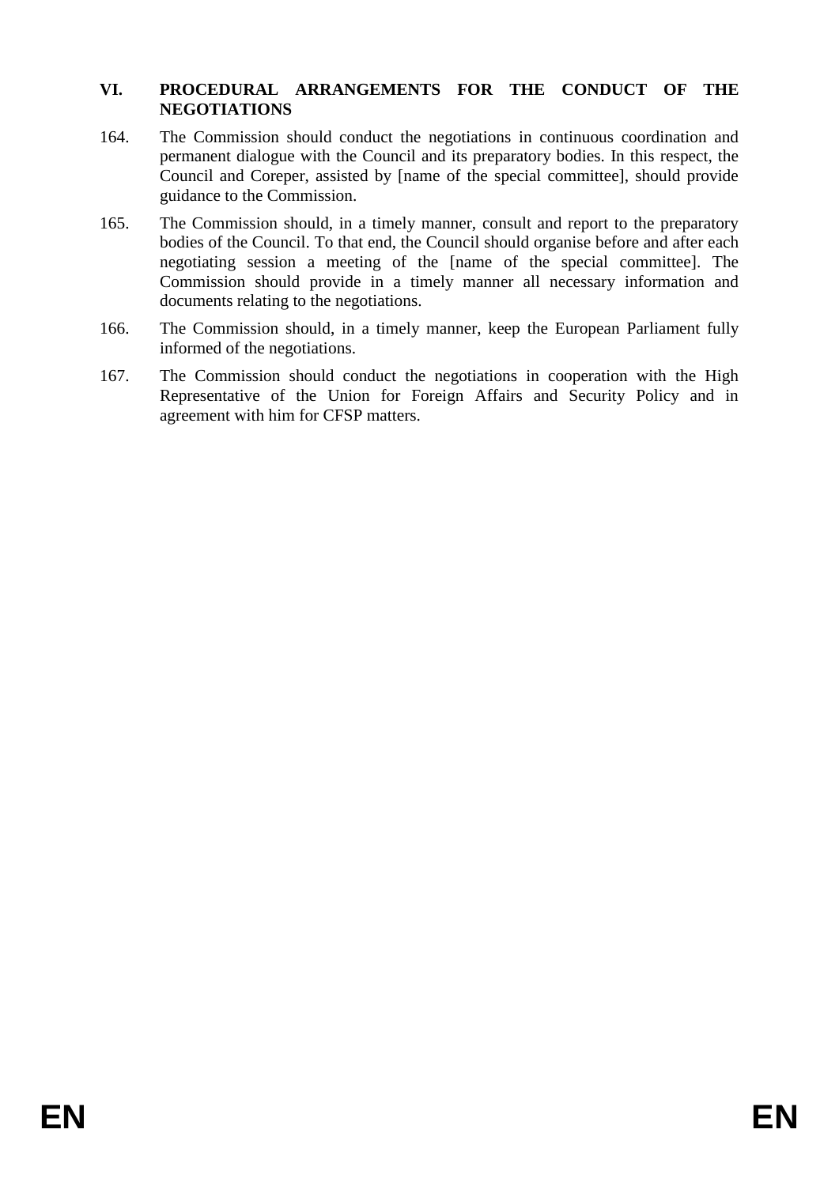## VI. PROCEDURAL ARRANGEMENTS FOR THE CONDUCT OF THE NEGOTIATIONS

164. The Commission should conduct the negotiations in continuous coordination and permanent dialogue with the Council and its preparatory bodies. In this respect, the Council and Coreper, assisted by [name of the special committee], should provide guidance to the Commission.

165. The Commission should, in a timely manner, consult and report to the preparatory bodies of the Council. To that end, the Council should organise before and after each negotiating session a meeting of the [name of the special committee]. The Commission should provide in a timely manner all necessary information and documents relating to the negotiations.

166. The Commission should, in a timely manner, keep the European Parliament fully informed of the negotiations.

167. The Commission should conduct the negotiations in cooperation with the High Representative of the Union for Foreign Affairs and Security Policy and in agreement with him for CFSP matters.